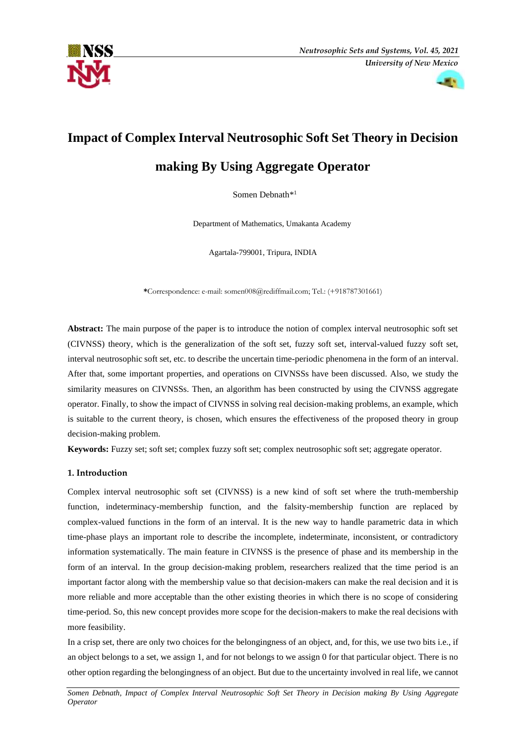# Impact of Complex Interval Neutrosophic Soft Set Theory in Decision making By Using Aggregate Operator

Somen Debnath*[1]

Department of Mathematics, Umakanta Academy

Agartala-799001, Tripura, INDIA

*Correspondence: e-mail: somen008@rediffmail.com; Tel.: (+918787301661)

**Abstract:** The main purpose of the paper is to introduce the notion of complex interval neutrosophic soft set (CIVNSS) theory, which is the generalization of the soft set, fuzzy soft set, interval-valued fuzzy soft set, interval neutrosophic soft set, etc. to describe the uncertain time-periodic phenomena in the form of an interval. After that, some important properties, and operations on CIVNSSs have been discussed. Also, we study the similarity measures on CIVNSSs. Then, an algorithm has been constructed by using the CIVNSS aggregate operator. Finally, to show the impact of CIVNSS in solving real decision-making problems, an example, which is suitable to the current theory, is chosen, which ensures the effectiveness of the proposed theory in group decision-making problem.

**Keywords:** Fuzzy set; soft set; complex fuzzy soft set; complex neutrosophic soft set; aggregate operator.

## 1. Introduction

Complex interval neutrosophic soft set (CIVNSS) is a new kind of soft set where the truth-membership function, indeterminacy-membership function, and the falsity-membership function are replaced by complex-valued functions in the form of an interval. It is the new way to handle parametric data in which time-phase plays an important role to describe the incomplete, indeterminate, inconsistent, or contradictory information systematically. The main feature in CIVNSS is the presence of phase and its membership in the form of an interval. In the group decision-making problem, researchers realized that the time period is an important factor along with the membership value so that decision-makers can make the real decision and it is more reliable and more acceptable than the other existing theories in which there is no scope of considering time-period. So, this new concept provides more scope for the decision-makers to make the real decisions with more feasibility.

In a crisp set, there are only two choices for the belongingness of an object, and, for this, we use two bits i.e., if an object belongs to a set, we assign 1, and for not belongs to we assign 0 for that particular object. There is no other option regarding the belongingness of an object. But due to the uncertainty involved in real life, we cannot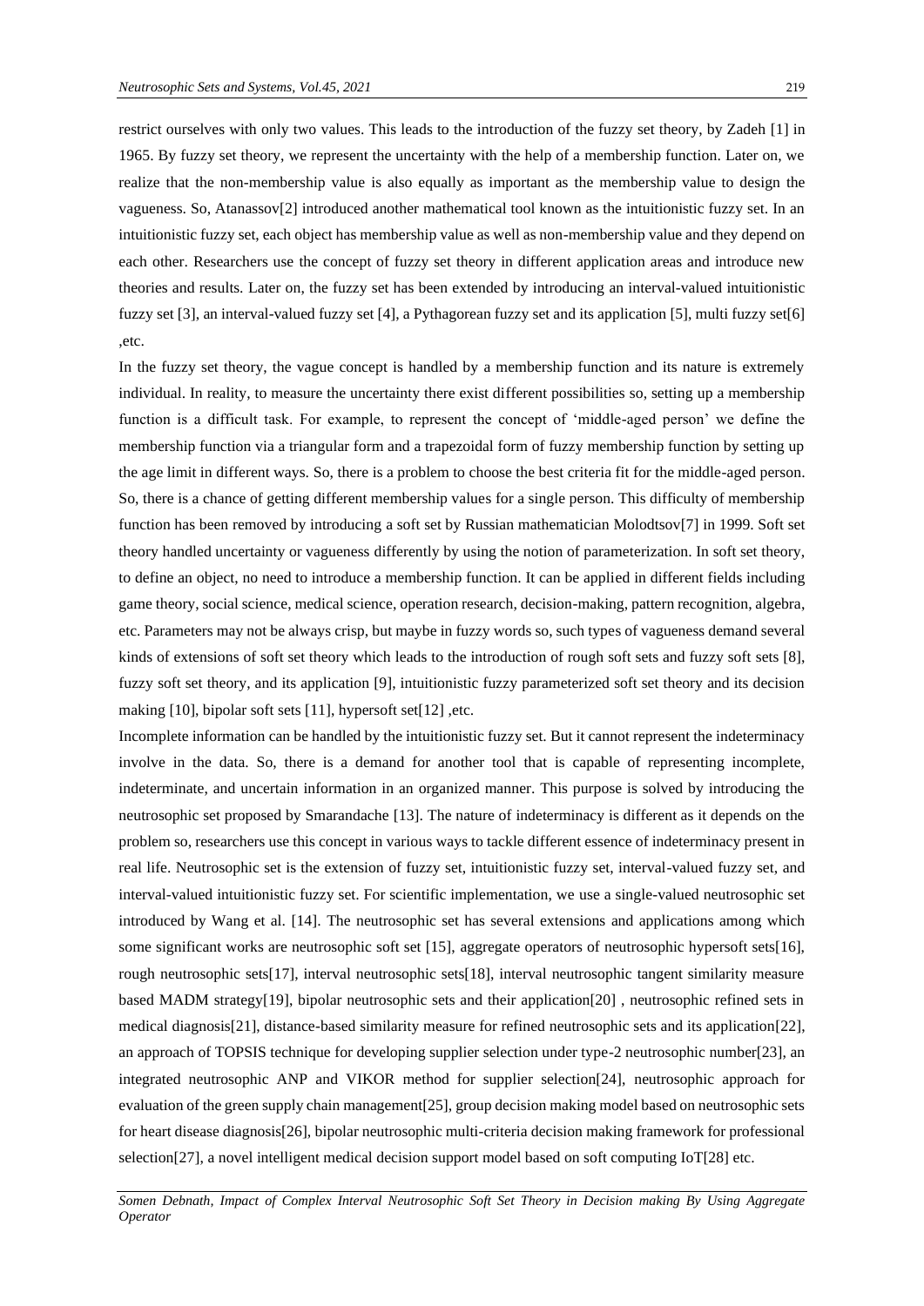restrict ourselves with only two values. This leads to the introduction of the fuzzy set theory, by Zadeh [1] in 1965. By fuzzy set theory, we represent the uncertainty with the help of a membership function. Later on, we realize that the non-membership value is also equally as important as the membership value to design the vagueness. So, Atanassov[2] introduced another mathematical tool known as the intuitionistic fuzzy set. In an intuitionistic fuzzy set, each object has membership value as well as non-membership value and they depend on each other. Researchers use the concept of fuzzy set theory in different application areas and introduce new theories and results. Later on, the fuzzy set has been extended by introducing an interval-valued intuitionistic fuzzy set [3], an interval-valued fuzzy set [4], a Pythagorean fuzzy set and its application [5], multi fuzzy set[6] ,etc.

In the fuzzy set theory, the vague concept is handled by a membership function and its nature is extremely individual. In reality, to measure the uncertainty there exist different possibilities so, setting up a membership function is a difficult task. For example, to represent the concept of 'middle-aged person' we define the membership function via a triangular form and a trapezoidal form of fuzzy membership function by setting up the age limit in different ways. So, there is a problem to choose the best criteria fit for the middle-aged person. So, there is a chance of getting different membership values for a single person. This difficulty of membership function has been removed by introducing a soft set by Russian mathematician Molodtsov[7] in 1999. Soft set theory handled uncertainty or vagueness differently by using the notion of parameterization. In soft set theory, to define an object, no need to introduce a membership function. It can be applied in different fields including game theory, social science, medical science, operation research, decision-making, pattern recognition, algebra, etc. Parameters may not be always crisp, but maybe in fuzzy words so, such types of vagueness demand several kinds of extensions of soft set theory which leads to the introduction of rough soft sets and fuzzy soft sets [8], fuzzy soft set theory, and its application [9], intuitionistic fuzzy parameterized soft set theory and its decision making [10], bipolar soft sets [11], hypersoft set[12] ,etc.

Incomplete information can be handled by the intuitionistic fuzzy set. But it cannot represent the indeterminacy involve in the data. So, there is a demand for another tool that is capable of representing incomplete, indeterminate, and uncertain information in an organized manner. This purpose is solved by introducing the neutrosophic set proposed by Smarandache [13]. The nature of indeterminacy is different as it depends on the problem so, researchers use this concept in various ways to tackle different essence of indeterminacy present in real life. Neutrosophic set is the extension of fuzzy set, intuitionistic fuzzy set, interval-valued fuzzy set, and interval-valued intuitionistic fuzzy set. For scientific implementation, we use a single-valued neutrosophic set introduced by Wang et al. [14]. The neutrosophic set has several extensions and applications among which some significant works are neutrosophic soft set [15], aggregate operators of neutrosophic hypersoft sets[16], rough neutrosophic sets[17], interval neutrosophic sets[18], interval neutrosophic tangent similarity measure based MADM strategy[19], bipolar neutrosophic sets and their application[20] , neutrosophic refined sets in medical diagnosis[21], distance-based similarity measure for refined neutrosophic sets and its application[22], an approach of TOPSIS technique for developing supplier selection under type-2 neutrosophic number[23], an integrated neutrosophic ANP and VIKOR method for supplier selection[24], neutrosophic approach for evaluation of the green supply chain management[25], group decision making model based on neutrosophic sets for heart disease diagnosis[26], bipolar neutrosophic multi-criteria decision making framework for professional selection[27], a novel intelligent medical decision support model based on soft computing IoT[28] etc.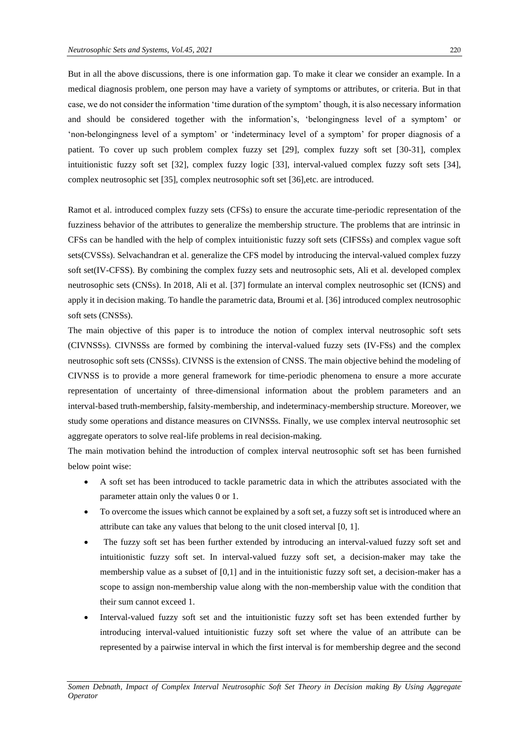But in all the above discussions, there is one information gap. To make it clear we consider an example. In a medical diagnosis problem, one person may have a variety of symptoms or attributes, or criteria. But in that case, we do not consider the information 'time duration of the symptom' though, it is also necessary information and should be considered together with the information's, 'belongingness level of a symptom' or 'non-belongingness level of a symptom' or 'indeterminacy level of a symptom' for proper diagnosis of a patient. To cover up such problem complex fuzzy set [29], complex fuzzy soft set [30-31], complex intuitionistic fuzzy soft set [32], complex fuzzy logic [33], interval-valued complex fuzzy soft sets [34], complex neutrosophic set [35], complex neutrosophic soft set [36],etc. are introduced.

Ramot et al. introduced complex fuzzy sets (CFSs) to ensure the accurate time-periodic representation of the fuzziness behavior of the attributes to generalize the membership structure. The problems that are intrinsic in CFSs can be handled with the help of complex intuitionistic fuzzy soft sets (CIFSSs) and complex vague soft sets(CVSSs). Selvachandran et al. generalize the CFS model by introducing the interval-valued complex fuzzy soft set(IV-CFSS). By combining the complex fuzzy sets and neutrosophic sets, Ali et al. developed complex neutrosophic sets (CNSs). In 2018, Ali et al. [37] formulate an interval complex neutrosophic set (ICNS) and apply it in decision making. To handle the parametric data, Broumi et al. [36] introduced complex neutrosophic soft sets (CNSSs).

The main objective of this paper is to introduce the notion of complex interval neutrosophic soft sets (CIVNSSs). CIVNSSs are formed by combining the interval-valued fuzzy sets (IV-FSs) and the complex neutrosophic soft sets (CNSSs). CIVNSS is the extension of CNSS. The main objective behind the modeling of CIVNSS is to provide a more general framework for time-periodic phenomena to ensure a more accurate representation of uncertainty of three-dimensional information about the problem parameters and an interval-based truth-membership, falsity-membership, and indeterminacy-membership structure. Moreover, we study some operations and distance measures on CIVNSSs. Finally, we use complex interval neutrosophic set aggregate operators to solve real-life problems in real decision-making.

The main motivation behind the introduction of complex interval neutrosophic soft set has been furnished below point wise:

- A soft set has been introduced to tackle parametric data in which the attributes associated with the parameter attain only the values 0 or 1.
- To overcome the issues which cannot be explained by a soft set, a fuzzy soft set is introduced where an attribute can take any values that belong to the unit closed interval [0, 1].
- The fuzzy soft set has been further extended by introducing an interval-valued fuzzy soft set and intuitionistic fuzzy soft set. In interval-valued fuzzy soft set, a decision-maker may take the membership value as a subset of [0,1] and in the intuitionistic fuzzy soft set, a decision-maker has a scope to assign non-membership value along with the non-membership value with the condition that their sum cannot exceed 1.
- Interval-valued fuzzy soft set and the intuitionistic fuzzy soft set has been extended further by introducing interval-valued intuitionistic fuzzy soft set where the value of an attribute can be represented by a pairwise interval in which the first interval is for membership degree and the second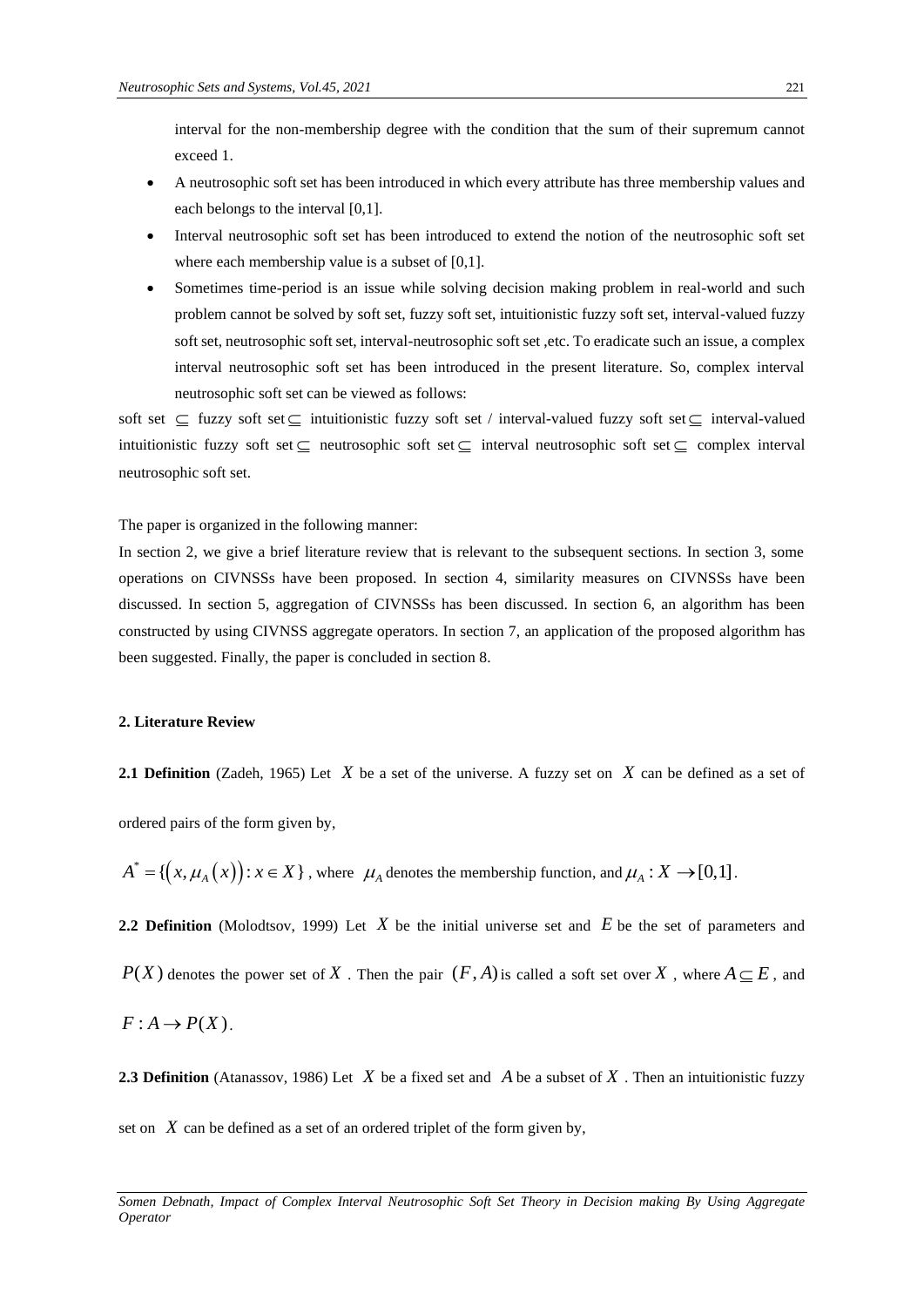interval for the non-membership degree with the condition that the sum of their supremum cannot exceed 1.

- A neutrosophic soft set has been introduced in which every attribute has three membership values and each belongs to the interval [0,1].
- Interval neutrosophic soft set has been introduced to extend the notion of the neutrosophic soft set where each membership value is a subset of [0,1].
- Sometimes time-period is an issue while solving decision making problem in real-world and such problem cannot be solved by soft set, fuzzy soft set, intuitionistic fuzzy soft set, interval-valued fuzzy soft set, neutrosophic soft set, interval-neutrosophic soft set ,etc. To eradicate such an issue, a complex interval neutrosophic soft set has been introduced in the present literature. So, complex interval neutrosophic soft set can be viewed as follows:

soft set $\subseteq$ fuzzy soft set $\subseteq$ intuitionistic fuzzy soft set / interval-valued fuzzy soft set $\subseteq$ interval-valued intuitionistic fuzzy soft set $\subseteq$ neutrosophic soft set $\subseteq$ interval neutrosophic soft set $\subseteq$ complex interval neutrosophic soft set.

The paper is organized in the following manner:

In section 2, we give a brief literature review that is relevant to the subsequent sections. In section 3, some operations on CIVNSSs have been proposed. In section 4, similarity measures on CIVNSSs have been discussed. In section 5, aggregation of CIVNSSs has been discussed. In section 6, an algorithm has been constructed by using CIVNSS aggregate operators. In section 7, an application of the proposed algorithm has been suggested. Finally, the paper is concluded in section 8.

## 2. Literature Review

**2.1 Definition** (Zadeh, 1965) Let $X$ be a set of the universe. A fuzzy set on $X$ can be defined as a set of ordered pairs of the form given by,

$A^* = \{(x, \mu_A(x)) : x \in X\}$, where $\mu_A$ denotes the membership function, and $\mu_A : X \to [0,1]$.

**2.2 Definition** (Molodtsov, 1999) Let $X$ be the initial universe set and $E$ be the set of parameters and $P(X)$ denotes the power set of $X$. Then the pair $(F, A)$ is called a soft set over $X$, where $A \subseteq E$, and $F : A \to P(X)$.

**2.3 Definition** (Atanassov, 1986) Let $X$ be a fixed set and $A$ be a subset of $X$. Then an intuitionistic fuzzy set on $X$ can be defined as a set of an ordered triplet of the form given by,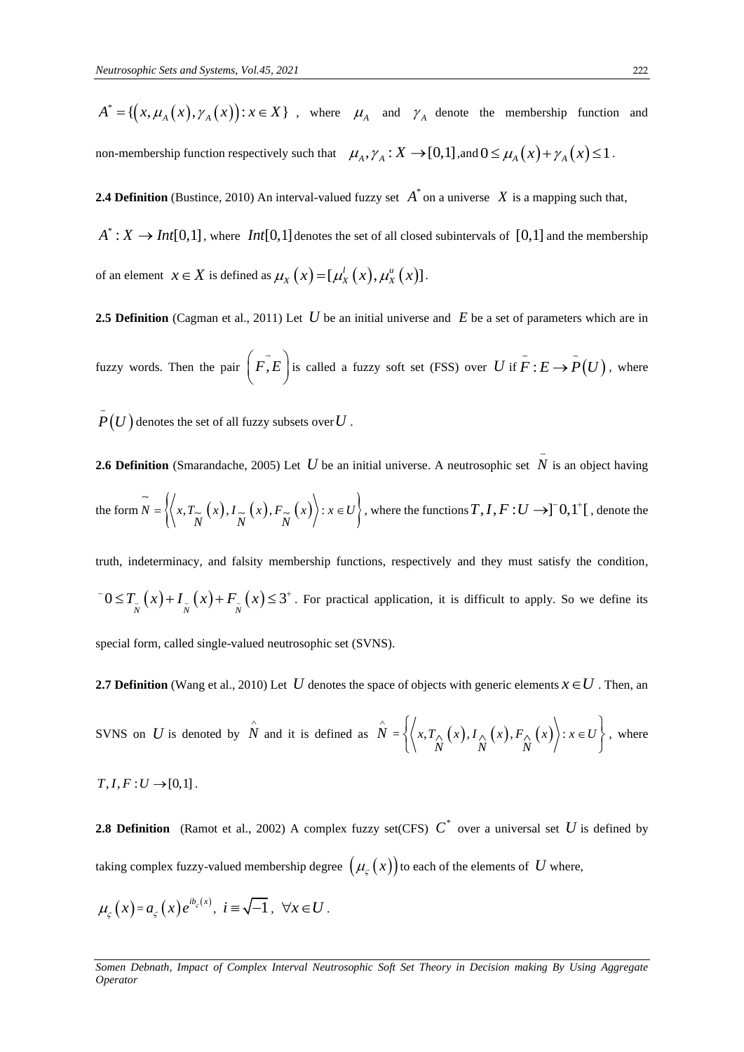$A^* = \{(x, \mu_A(x), \gamma_A(x)) : x \in X\}$, where $\mu_A$ and $\gamma_A$ denote the membership function and non-membership function respectively such that $\mu_A, \gamma_A : X \to [0,1]$, and $0 \le \mu_A(x) + \gamma_A(x) \le 1$.

**2.4 Definition** (Bustince, 2010) An interval-valued fuzzy set $A^*$ on a universe $X$ is a mapping such that, $A^* : X \to Int[0,1]$, where $Int[0,1]$ denotes the set of all closed subintervals of $[0,1]$ and the membership of an element $x \in X$ is defined as $\mu_X(x) = [\mu_X^l(x), \mu_X^u(x)]$.

**2.5 Definition** (Cagman et al., 2011) Let $U$ be an initial universe and $E$ be a set of parameters which are in fuzzy words. Then the pair $\left(\tilde{F}, E\right)$ is called a fuzzy soft set (FSS) over $U$ if $\tilde{F} : E \to \tilde{P}(U)$, where $\tilde{P}(U)$ denotes the set of all fuzzy subsets over $U$.

**2.6 Definition** (Smarandache, 2005) Let $U$ be an initial universe. A neutrosophic set $\tilde{N}$ is an object having the form $\tilde{N} = \left\{\left\langle x, T_{\tilde{N}}(x), I_{\tilde{N}}(x), F_{\tilde{N}}(x)\right\rangle : x \in U\right\}$, where the functions $T, I, F : U \to ]^-0, 1^+[$, denote the truth, indeterminacy, and falsity membership functions, respectively and they must satisfy the condition, $^-0 \le T_{\tilde{N}}(x) + I_{\tilde{N}}(x) + F_{\tilde{N}}(x) \le 3^+$. For practical application, it is difficult to apply. So we define its special form, called single-valued neutrosophic set (SVNS).

**2.7 Definition** (Wang et al., 2010) Let $U$ denotes the space of objects with generic elements $x \in U$. Then, an SVNS on $U$ is denoted by $\hat{N}$ and it is defined as $\hat{N} = \left\{\left\langle x, T_{\hat{N}}(x), I_{\hat{N}}(x), F_{\hat{N}}(x)\right\rangle : x \in U\right\}$, where $T, I, F : U \to [0,1]$.

**2.8 Definition** (Ramot et al., 2002) A complex fuzzy set(CFS) $C^*$ over a universal set $U$ is defined by taking complex fuzzy-valued membership degree $\left(\mu_\varsigma(x)\right)$ to each of the elements of $U$ where,

$\mu_\varsigma(x) = a_\varsigma(x) e^{ib_\varsigma(x)}, \ i \equiv \sqrt{-1}, \ \forall x \in U$.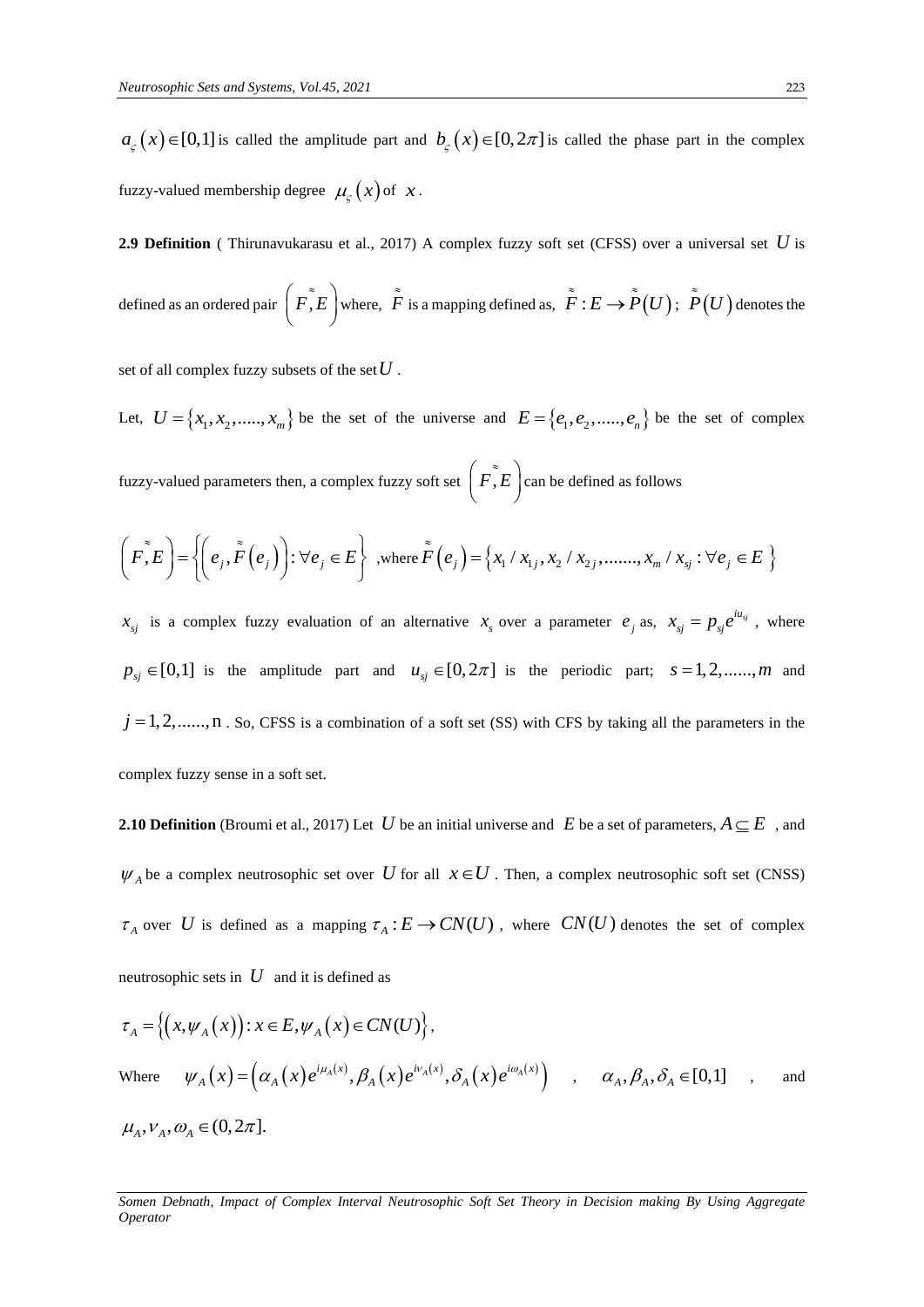$a_{\varsigma}(x) \in [0,1]$ is called the amplitude part and $b_{\varsigma}(x) \in [0, 2\pi]$ is called the phase part in the complex fuzzy-valued membership degree $\mu_{\varsigma}(x)$ of $x$.

**2.9 Definition** ( Thirunavukarasu et al., 2017) A complex fuzzy soft set (CFSS) over a universal set $U$ is defined as an ordered pair $\left(\tilde{\tilde{F}}, E\right)$ where, $\tilde{\tilde{F}}$ is a mapping defined as, $\tilde{\tilde{F}} : E \rightarrow \tilde{\tilde{P}}(U)$; $\tilde{\tilde{P}}(U)$ denotes the set of all complex fuzzy subsets of the set $U$.

Let, $U = \{x_1, x_2, ....., x_m\}$ be the set of the universe and $E = \{e_1, e_2, ....., e_n\}$ be the set of complex fuzzy-valued parameters then, a complex fuzzy soft set $\left(\tilde{\tilde{F}}, E\right)$ can be defined as follows

$$\left(\tilde{\tilde{F}}, E\right) = \left\{\left(e_j, \tilde{\tilde{F}}(e_j)\right) : \forall e_j \in E\right\} \text{ ,where } \tilde{\tilde{F}}(e_j) = \left\{x_1 / x_{1j}, x_2 / x_{2j}, ......., x_m / x_{sj} : \forall e_j \in E\right\}$$

$x_{sj}$ is a complex fuzzy evaluation of an alternative $x_s$ over a parameter $e_j$ as, $x_{sj} = p_{sj} e^{iu_{sj}}$, where $p_{sj} \in [0,1]$ is the amplitude part and $u_{sj} \in [0, 2\pi]$ is the periodic part; $s = 1, 2, ......, m$ and $j = 1, 2, ......, \text{n}$. So, CFSS is a combination of a soft set (SS) with CFS by taking all the parameters in the complex fuzzy sense in a soft set.

**2.10 Definition** (Broumi et al., 2017) Let $U$ be an initial universe and $E$ be a set of parameters, $A \subseteq E$, and $\psi_A$ be a complex neutrosophic set over $U$ for all $x \in U$. Then, a complex neutrosophic soft set (CNSS) $\tau_A$ over $U$ is defined as a mapping $\tau_A : E \rightarrow CN(U)$, where $CN(U)$ denotes the set of complex neutrosophic sets in $U$ and it is defined as

$$\tau_A = \left\{\left(x, \psi_A(x)\right) : x \in E, \psi_A(x) \in CN(U)\right\},$$

Where $\psi_A(x) = \left(\alpha_A(x) e^{i\mu_A(x)}, \beta_A(x) e^{i\nu_A(x)}, \delta_A(x) e^{i\omega_A(x)}\right)$, $\alpha_A, \beta_A, \delta_A \in [0,1]$, and $\mu_A, \nu_A, \omega_A \in (0, 2\pi]$.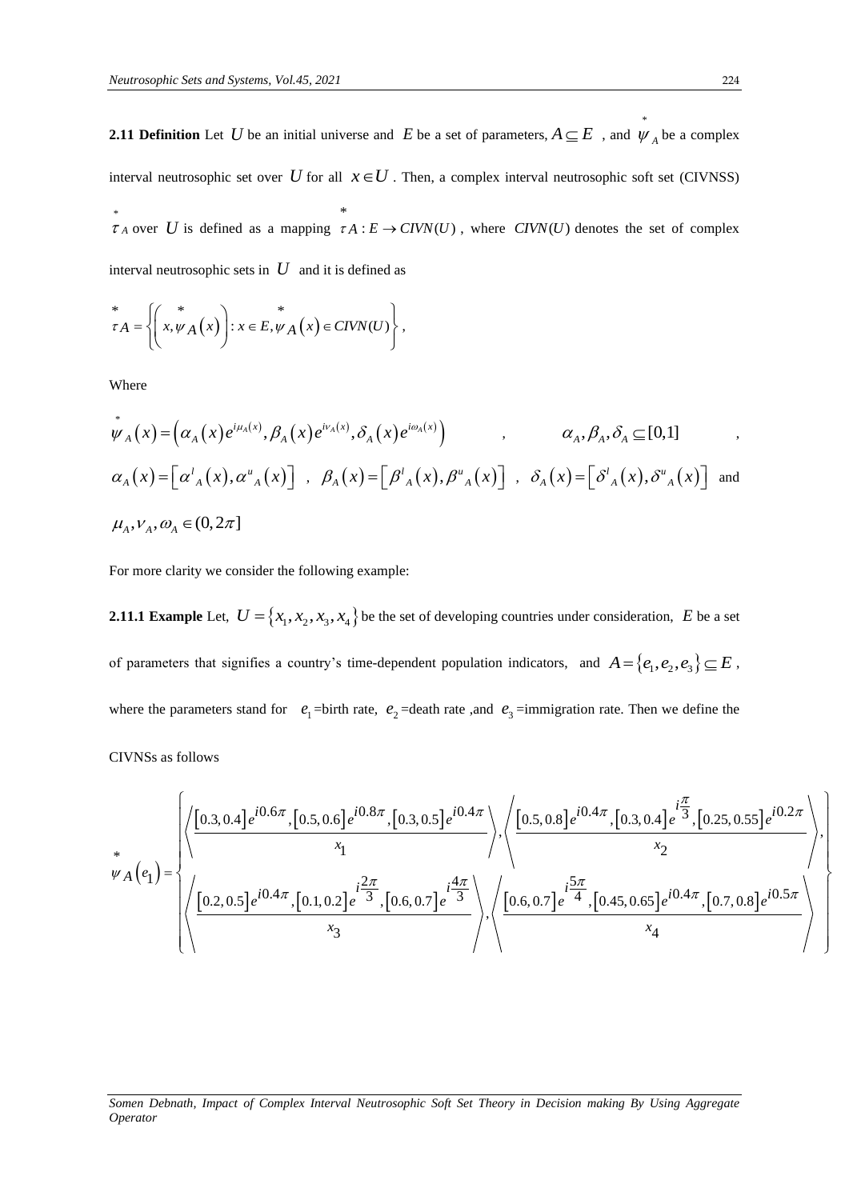**2.11 Definition** Let $U$ be an initial universe and $E$ be a set of parameters, $A \subseteq E$ , and $\overset{*}{\psi}_A$ be a complex interval neutrosophic set over $U$ for all $x \in U$ . Then, a complex interval neutrosophic soft set (CIVNSS) $\overset{*}{\tau}_A$ over $U$ is defined as a mapping $\overset{*}{\tau} A : E \to CIVN(U)$ , where $CIVN(U)$ denotes the set of complex interval neutrosophic sets in $U$ and it is defined as

$$\overset{*}{\tau} A = \left\{ \left( x, \overset{*}{\psi} A(x) \right) : x \in E, \overset{*}{\psi} A(x) \in CIVN(U) \right\},$$

Where

$$\overset{*}{\psi}_A(x) = \left( \alpha_A(x) e^{i\mu_A(x)}, \beta_A(x) e^{i\nu_A(x)}, \delta_A(x) e^{i\omega_A(x)} \right) \quad , \quad \alpha_A, \beta_A, \delta_A \subseteq [0,1] \quad ,$$

$\alpha_A(x) = \left[ \alpha^l{}_A(x), \alpha^u{}_A(x) \right]$ , $\beta_A(x) = \left[ \beta^l{}_A(x), \beta^u{}_A(x) \right]$ , $\delta_A(x) = \left[ \delta^l{}_A(x), \delta^u{}_A(x) \right]$ and $\mu_A, \nu_A, \omega_A \in (0, 2\pi]$

For more clarity we consider the following example:

**2.11.1 Example** Let, $U = \{x_1, x_2, x_3, x_4\}$ be the set of developing countries under consideration, $E$ be a set of parameters that signifies a country's time-dependent population indicators, and $A = \{e_1, e_2, e_3\} \subseteq E$ , where the parameters stand for $e_1$ =birth rate, $e_2$ =death rate ,and $e_3$ =immigration rate. Then we define the CIVNSs as follows

$$\overset{*}{\psi} A(e_1) = \left\{ \begin{array}{l} \left\langle \dfrac{[0.3, 0.4] e^{i0.6\pi}, [0.5, 0.6] e^{i0.8\pi}, [0.3, 0.5] e^{i0.4\pi}}{x_1} \right\rangle, \left\langle \dfrac{[0.5, 0.8] e^{i0.4\pi}, [0.3, 0.4] e^{i\frac{\pi}{3}}, [0.25, 0.55] e^{i0.2\pi}}{x_2} \right\rangle, \\ \left\langle \dfrac{[0.2, 0.5] e^{i0.4\pi}, [0.1, 0.2] e^{i\frac{2\pi}{3}}, [0.6, 0.7] e^{i\frac{4\pi}{3}}}{x_3} \right\rangle, \left\langle \dfrac{[0.6, 0.7] e^{i\frac{5\pi}{4}}, [0.45, 0.65] e^{i0.4\pi}, [0.7, 0.8] e^{i0.5\pi}}{x_4} \right\rangle \end{array} \right\}$$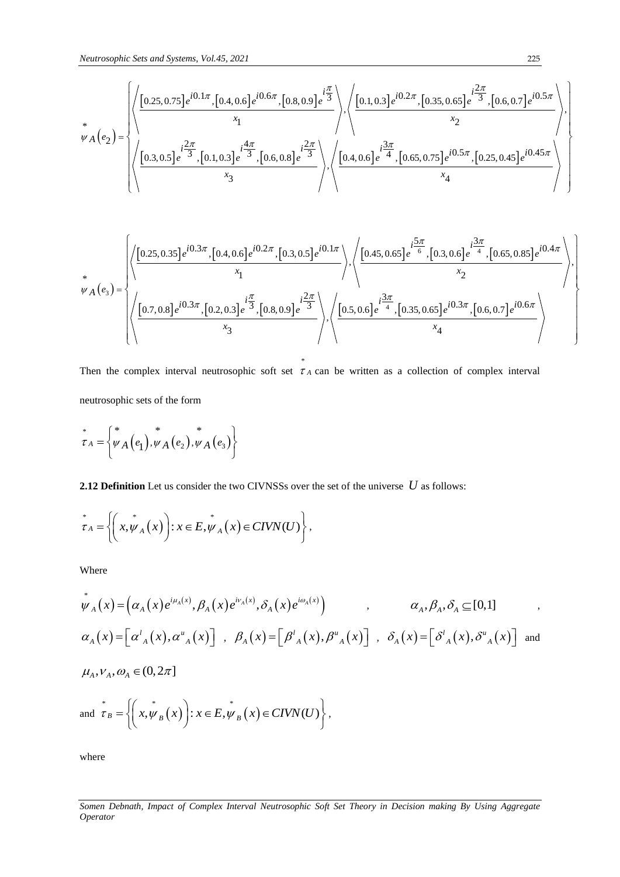$$\overset{*}{\psi}_A(e_2)=\left\{\left\langle\frac{[0.25,0.75]e^{i0.1\pi},[0.4,0.6]e^{i0.6\pi},[0.8,0.9]e^{i\frac{\pi}{3}}}{x_1}\right\rangle,\left\langle\frac{[0.1,0.3]e^{i0.2\pi},[0.35,0.65]e^{i\frac{2\pi}{3}},[0.6,0.7]e^{i0.5\pi}}{x_2}\right\rangle,\left\langle\frac{[0.3,0.5]e^{i\frac{2\pi}{3}},[0.1,0.3]e^{i\frac{4\pi}{3}},[0.6,0.8]e^{i\frac{2\pi}{3}}}{x_3}\right\rangle,\left\langle\frac{[0.4,0.6]e^{i\frac{3\pi}{4}},[0.65,0.75]e^{i0.5\pi},[0.25,0.45]e^{i0.45\pi}}{x_4}\right\rangle\right\}$$

$$\overset{*}{\psi}_A(e_3)=\left\{\left\langle\frac{[0.25,0.35]e^{i0.3\pi},[0.4,0.6]e^{i0.2\pi},[0.3,0.5]e^{i0.1\pi}}{x_1}\right\rangle,\left\langle\frac{[0.45,0.65]e^{i\frac{5\pi}{6}},[0.3,0.6]e^{i\frac{3\pi}{4}},[0.65,0.85]e^{i0.4\pi}}{x_2}\right\rangle,\left\langle\frac{[0.7,0.8]e^{i0.3\pi},[0.2,0.3]e^{i\frac{\pi}{3}},[0.8,0.9]e^{i\frac{2\pi}{3}}}{x_3}\right\rangle,\left\langle\frac{[0.5,0.6]e^{i\frac{3\pi}{4}},[0.35,0.65]e^{i0.3\pi},[0.6,0.7]e^{i0.6\pi}}{x_4}\right\rangle\right\}$$

Then the complex interval neutrosophic soft set $\overset{*}{\tau}_A$ can be written as a collection of complex interval neutrosophic sets of the form

$$\overset{*}{\tau}_A=\left\{\overset{*}{\psi}_A(e_1),\overset{*}{\psi}_A(e_2),\overset{*}{\psi}_A(e_3)\right\}$$

**2.12 Definition** Let us consider the two CIVNSSs over the set of the universe $U$ as follows:

$$\overset{*}{\tau}_A=\left\{\left(x,\overset{*}{\psi}_A(x)\right):x\in E,\overset{*}{\psi}_A(x)\in CIVN(U)\right\},$$

Where

$$\overset{*}{\psi}_A(x)=\left(\alpha_A(x)e^{i\mu_A(x)},\beta_A(x)e^{i\nu_A(x)},\delta_A(x)e^{i\omega_A(x)}\right),\quad \alpha_A,\beta_A,\delta_A\subseteq[0,1],$$

$\alpha_A(x)=\left[\alpha^l{}_A(x),\alpha^u{}_A(x)\right]$, $\beta_A(x)=\left[\beta^l{}_A(x),\beta^u{}_A(x)\right]$, $\delta_A(x)=\left[\delta^l{}_A(x),\delta^u{}_A(x)\right]$ and

$\mu_A,\nu_A,\omega_A\in(0,2\pi]$

and $\overset{*}{\tau}_B=\left\{\left(x,\overset{*}{\psi}_B(x)\right):x\in E,\overset{*}{\psi}_B(x)\in CIVN(U)\right\},$

where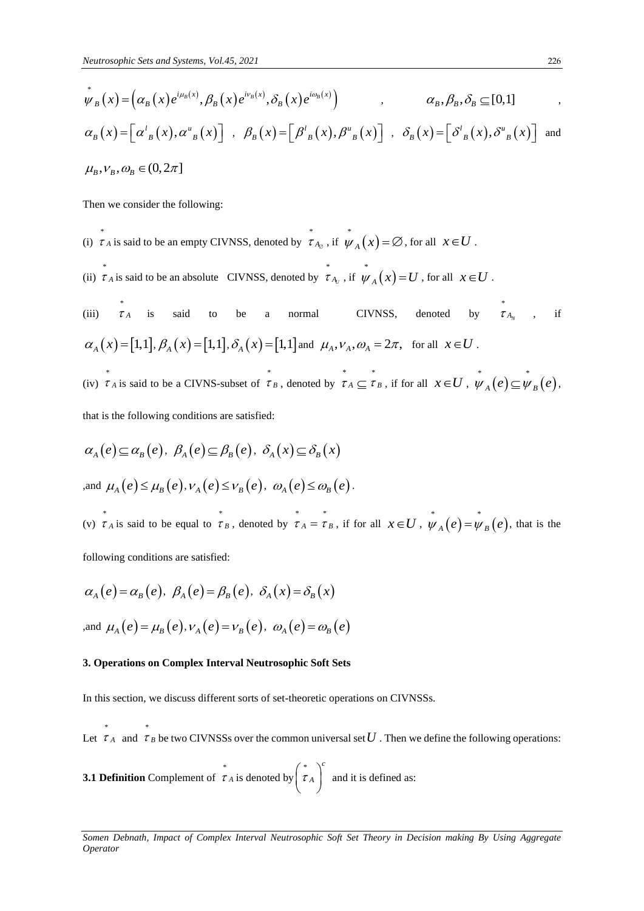$\overset{*}{\psi}_B(x) = \left(\alpha_B(x)e^{i\mu_B(x)}, \beta_B(x)e^{i\nu_B(x)}, \delta_B(x)e^{i\omega_B(x)}\right)$ , $\alpha_B, \beta_B, \delta_B \subseteq [0,1]$ , $\alpha_B(x) = \left[\alpha^l{}_B(x), \alpha^u{}_B(x)\right]$ , $\beta_B(x) = \left[\beta^l{}_B(x), \beta^u{}_B(x)\right]$ , $\delta_B(x) = \left[\delta^l{}_B(x), \delta^u{}_B(x)\right]$ and $\mu_B, \nu_B, \omega_B \in (0, 2\pi]$

Then we consider the following:

(i) $\overset{*}{\tau}_A$ is said to be an empty CIVNSS, denoted by $\overset{*}{\tau}_{A_\varnothing}$ , if $\overset{*}{\psi}_A(x) = \varnothing$, for all $x \in U$ .

(ii) $\overset{*}{\tau}_A$ is said to be an absolute CIVNSS, denoted by $\overset{*}{\tau}_{A_U}$ , if $\overset{*}{\psi}_A(x) = U$ , for all $x \in U$ .

(iii) $\overset{*}{\tau}_A$ is said to be a normal CIVNSS, denoted by $\overset{*}{\tau}_{A_N}$ , if $\alpha_A(x) = [1,1], \beta_A(x) = [1,1], \delta_A(x) = [1,1]$ and $\mu_A, \nu_A, \omega_A = 2\pi,$ for all $x \in U$ .

(iv) $\overset{*}{\tau}_A$ is said to be a CIVNS-subset of $\overset{*}{\tau}_B$ , denoted by $\overset{*}{\tau}_A \subseteq \overset{*}{\tau}_B$ , if for all $x \in U$ , $\overset{*}{\psi}_A(e) \subseteq \overset{*}{\psi}_B(e)$, that is the following conditions are satisfied:

$$\alpha_A(e) \subseteq \alpha_B(e),\ \beta_A(e) \subseteq \beta_B(e),\ \delta_A(x) \subseteq \delta_B(x)$$

,and $\mu_A(e) \le \mu_B(e), \nu_A(e) \le \nu_B(e),\ \omega_A(e) \le \omega_B(e)$.

(v) $\overset{*}{\tau}_A$ is said to be equal to $\overset{*}{\tau}_B$ , denoted by $\overset{*}{\tau}_A = \overset{*}{\tau}_B$ , if for all $x \in U$ , $\overset{*}{\psi}_A(e) = \overset{*}{\psi}_B(e)$, that is the following conditions are satisfied:

$$\alpha_A(e) = \alpha_B(e),\ \beta_A(e) = \beta_B(e),\ \delta_A(x) = \delta_B(x)$$

,and $\mu_A(e) = \mu_B(e), \nu_A(e) = \nu_B(e),\ \omega_A(e) = \omega_B(e)$

## 3. Operations on Complex Interval Neutrosophic Soft Sets

In this section, we discuss different sorts of set-theoretic operations on CIVNSSs.

Let $\overset{*}{\tau}_A$ and $\overset{*}{\tau}_B$ be two CIVNSSs over the common universal set $U$ . Then we define the following operations:

**3.1 Definition** Complement of $\overset{*}{\tau}_A$ is denoted by $\left(\overset{*}{\tau}_A\right)^c$ and it is defined as: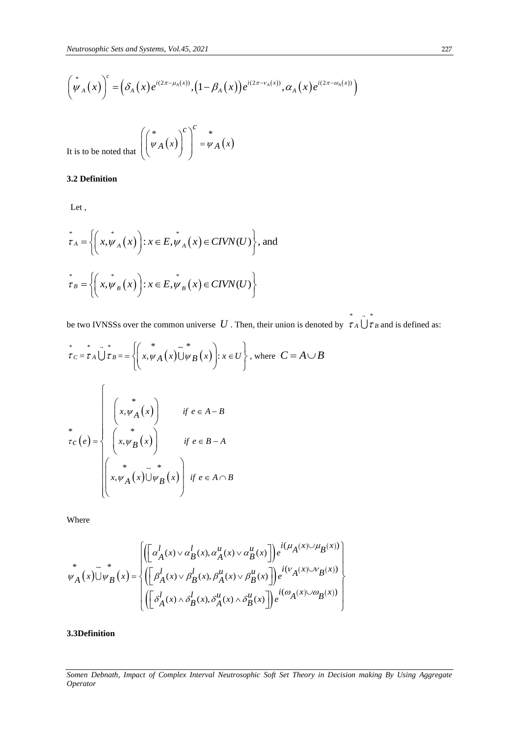$$\left(\overset{*}{\psi}_A(x)\right)^c = \left(\delta_A(x)e^{i(2\pi-\mu_A(x))}, \left(1-\beta_A(x)\right)e^{i(2\pi-\nu_A(x))}, \alpha_A(x)e^{i(2\pi-\omega_A(x))}\right)$$

It is to be noted that $\left(\left(\overset{*}{\psi}_A(x)\right)^C\right)^C = \overset{*}{\psi}_A(x)$

### 3.2 Definition

Let ,

$$\overset{*}{\tau}_A = \left\{\left(x, \overset{*}{\psi}_A(x)\right) : x \in E, \overset{*}{\psi}_A(x) \in CIVN(U)\right\}, \text{ and}$$

$$\overset{*}{\tau}_B = \left\{\left(x, \overset{*}{\psi}_B(x)\right) : x \in E, \overset{*}{\psi}_B(x) \in CIVN(U)\right\}$$

be two IVNSSs over the common universe $U$. Then, their union is denoted by $\overset{*}{\tau}_A \tilde{\bigcup} \overset{*}{\tau}_B$ and is defined as:

$$\overset{*}{\tau}_C = \overset{*}{\tau}_A \tilde{\bigcup} \overset{*}{\tau}_B = = \left\{\left(x, \overset{*}{\psi}_A(x) \tilde{\cup} \overset{*}{\psi}_B(x)\right) : x \in U\right\}, \text{ where } C = A \cup B$$

$$\overset{*}{\tau}_C(e) = \begin{cases} \left(x, \overset{*}{\psi}_A(x)\right) & \text{if } e \in A - B \\ \left(x, \overset{*}{\psi}_B(x)\right) & \text{if } e \in B - A \\ \left(x, \overset{*}{\psi}_A(x) \tilde{\cup} \overset{*}{\psi}_B(x)\right) & \text{if } e \in A \cap B \end{cases}$$

Where

$$\overset{*}{\psi}_A(x) \tilde{\cup} \overset{*}{\psi}_B(x) = \left\{\begin{array}{l} \left(\left[\alpha_A^l(x) \vee \alpha_B^l(x), \alpha_A^u(x) \vee \alpha_B^u(x)\right]\right) e^{i(\mu_A(x) \cup \mu_B(x))} \\ \left(\left[\beta_A^l(x) \vee \beta_B^l(x), \beta_A^u(x) \vee \beta_B^u(x)\right]\right) e^{i(\nu_A(x) \cup \nu_B(x))} \\ \left(\left[\delta_A^l(x) \wedge \delta_B^l(x), \delta_A^u(x) \wedge \delta_B^u(x)\right]\right) e^{i(\omega_A(x) \cup \omega_B(x))} \end{array}\right\}$$

### 3.3Definition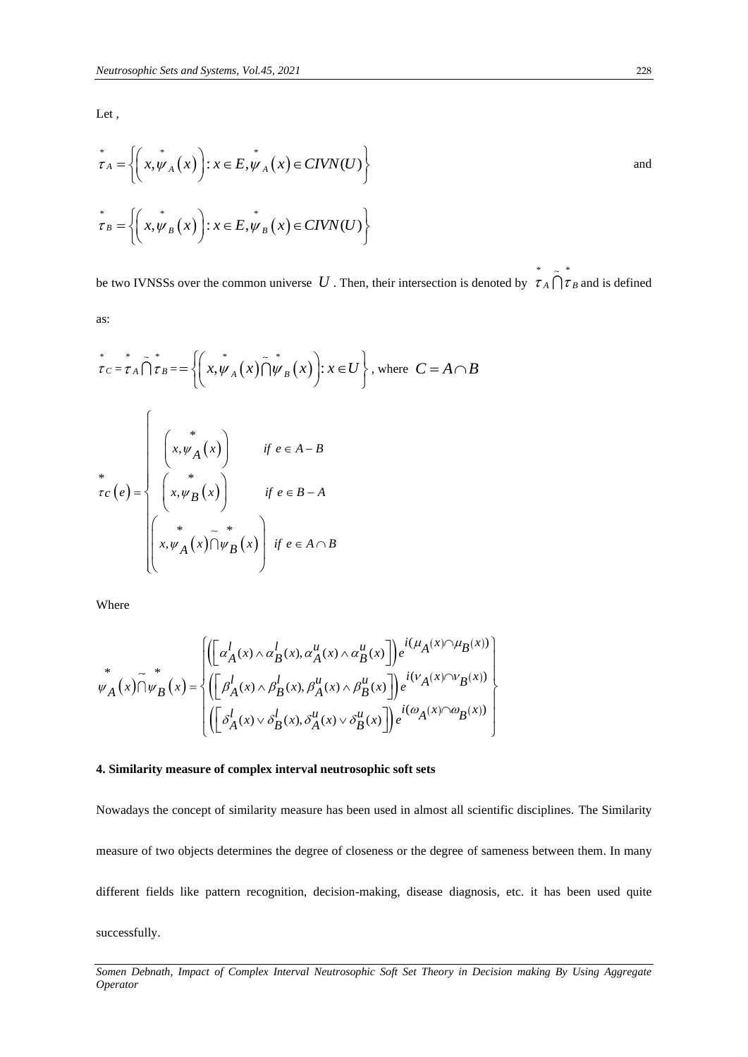Let ,

$$\overset{*}{\tau}_A = \left\{ \left( x, \overset{*}{\psi}_A(x) \right) : x \in E, \overset{*}{\psi}_A(x) \in CIVN(U) \right\}$$ and

$$\overset{*}{\tau}_B = \left\{ \left( x, \overset{*}{\psi}_B(x) \right) : x \in E, \overset{*}{\psi}_B(x) \in CIVN(U) \right\}$$

be two IVNSSs over the common universe $U$. Then, their intersection is denoted by $\overset{*}{\tau}_A \tilde{\bigcap} \overset{*}{\tau}_B$ and is defined as:

$$\overset{*}{\tau}_C = \overset{*}{\tau}_A \tilde{\bigcap} \overset{*}{\tau}_B == \left\{ \left( x, \overset{*}{\psi}_A(x) \tilde{\bigcap} \overset{*}{\psi}_B(x) \right) : x \in U \right\}, \text{ where } C = A \cap B$$

$$\overset{*}{\tau}_C(e) = \begin{cases} \left( x, \overset{*}{\psi}_A(x) \right) & \text{if } e \in A - B \\ \left( x, \overset{*}{\psi}_B(x) \right) & \text{if } e \in B - A \\ \left( x, \overset{*}{\psi}_A(x) \tilde{\bigcap} \overset{*}{\psi}_B(x) \right) & \text{if } e \in A \cap B \end{cases}$$

Where

$$\overset{*}{\psi}_A(x) \tilde{\bigcap} \overset{*}{\psi}_B(x) = \left\{ \begin{array}{l} \left( \left[ \alpha_A^l(x) \wedge \alpha_B^l(x), \alpha_A^u(x) \wedge \alpha_B^u(x) \right] \right) e^{i(\mu_A(x) \cap \mu_B(x))} \\ \left( \left[ \beta_A^l(x) \wedge \beta_B^l(x), \beta_A^u(x) \wedge \beta_B^u(x) \right] \right) e^{i(\nu_A(x) \cap \nu_B(x))} \\ \left( \left[ \delta_A^l(x) \vee \delta_B^l(x), \delta_A^u(x) \vee \delta_B^u(x) \right] \right) e^{i(\omega_A(x) \cap \omega_B(x))} \end{array} \right\}$$

## 4. Similarity measure of complex interval neutrosophic soft sets

Nowadays the concept of similarity measure has been used in almost all scientific disciplines. The Similarity measure of two objects determines the degree of closeness or the degree of sameness between them. In many different fields like pattern recognition, decision-making, disease diagnosis, etc. it has been used quite successfully.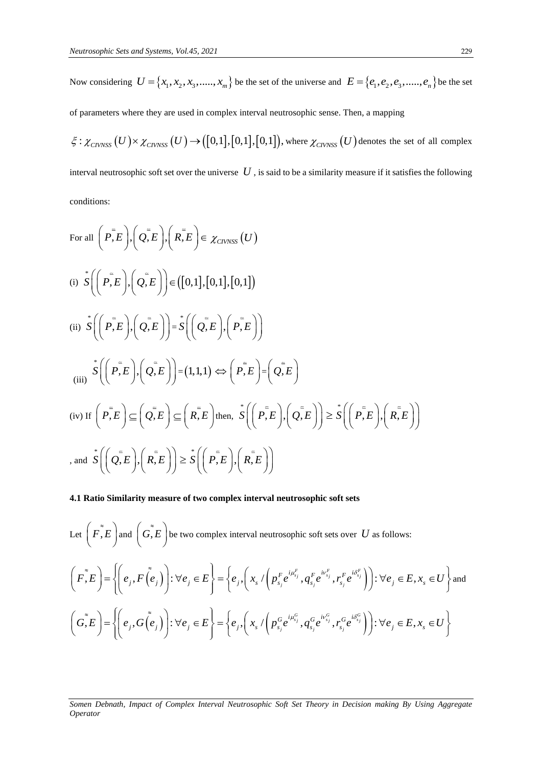Now considering $U = \{x_1, x_2, x_3, ....., x_m\}$ be the set of the universe and $E = \{e_1, e_2, e_3, ....., e_n\}$ be the set of parameters where they are used in complex interval neutrosophic sense. Then, a mapping $\xi : \chi_{CIVNSS}(U) \times \chi_{CIVNSS}(U) \to ([0,1],[0,1],[0,1])$, where $\chi_{CIVNSS}(U)$ denotes the set of all complex interval neutrosophic soft set over the universe $U$, is said to be a similarity measure if it satisfies the following conditions:

For all $\left(\overset{=}{P}, E\right), \left(\overset{=}{Q}, E\right), \left(\overset{=}{R}, E\right) \in \chi_{CIVNSS}(U)$

(i) $\overset{*}{S}\left(\left(\overset{\simeq}{P}, E\right), \left(\overset{\simeq}{Q}, E\right)\right) \in ([0,1],[0,1],[0,1])$

(ii) $\overset{*}{S}\left(\left(\overset{\simeq}{P}, E\right), \left(\overset{\simeq}{Q}, E\right)\right) = \overset{*}{S}\left(\left(\overset{\simeq}{Q}, E\right), \left(\overset{\simeq}{P}, E\right)\right)$

(iii) $\overset{*}{S}\left(\left(\overset{\simeq}{P}, E\right), \left(\overset{\simeq}{Q}, E\right)\right) = (1,1,1) \Leftrightarrow \left(\overset{\simeq}{P}, E\right) = \left(\overset{\simeq}{Q}, E\right)$

(iv) If $\left(\overset{=}{P}, E\right) \subseteq \left(\overset{=}{Q}, E\right) \subseteq \left(\overset{=}{R}, E\right)$ then, $\overset{*}{S}\left(\left(\overset{=}{P}, E\right), \left(\overset{=}{Q}, E\right)\right) \geq \overset{*}{S}\left(\left(\overset{=}{P}, E\right), \left(\overset{=}{R}, E\right)\right)$

, and $\overset{*}{S}\left(\left(\overset{=}{Q}, E\right), \left(\overset{=}{R}, E\right)\right) \geq \overset{*}{S}\left(\left(\overset{=}{P}, E\right), \left(\overset{=}{R}, E\right)\right)$

### 4.1 Ratio Similarity measure of two complex interval neutrosophic soft sets

Let $\left(\overset{\approx}{F}, E\right)$ and $\left(\overset{\approx}{G}, E\right)$ be two complex interval neutrosophic soft sets over $U$ as follows:

$$\left(\overset{\approx}{F}, E\right) = \left\{\left(e_j, \overset{\approx}{F}(e_j)\right) : \forall e_j \in E\right\} = \left\{e_j, \left(x_s / \left(p_{s_j}^F e^{i\mu_{s_j}^F}, q_{s_j}^F e^{i\nu_{s_j}^F}, r_{s_j}^F e^{i\delta_{s_j}^F}\right)\right) : \forall e_j \in E, x_s \in U\right\}$$ and

$$\left(\overset{\approx}{G}, E\right) = \left\{\left(e_j, \overset{\approx}{G}(e_j)\right) : \forall e_j \in E\right\} = \left\{e_j, \left(x_s / \left(p_{s_j}^G e^{i\mu_{s_j}^G}, q_{s_j}^G e^{i\nu_{s_j}^G}, r_{s_j}^G e^{i\delta_{s_j}^G}\right)\right) : \forall e_j \in E, x_s \in U\right\}$$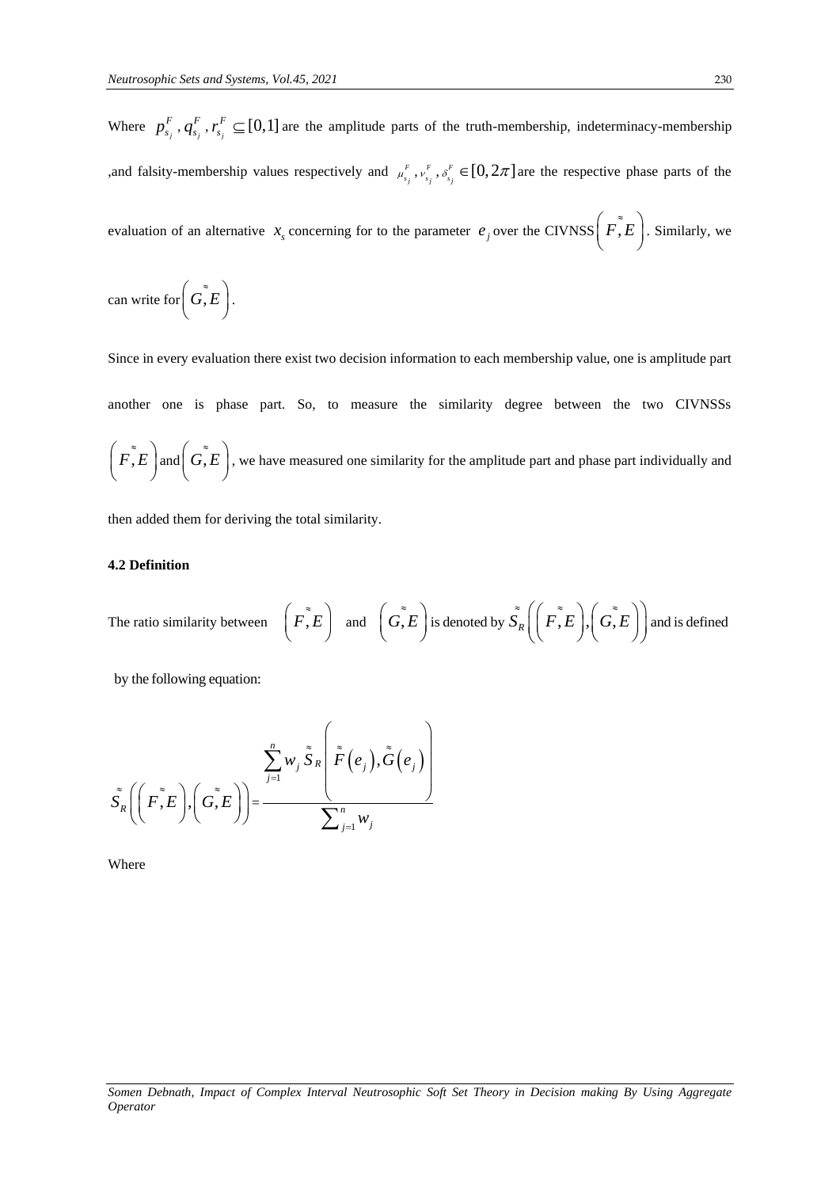Where $p_{s_j}^F, q_{s_j}^F, r_{s_j}^F \subseteq [0,1]$ are the amplitude parts of the truth-membership, indeterminacy-membership ,and falsity-membership values respectively and $\mu_{s_j}^F, \nu_{s_j}^F, \delta_{s_j}^F \in [0, 2\pi]$ are the respective phase parts of the evaluation of an alternative $x_s$ concerning for to the parameter $e_j$ over the CIVNSS $\left(\overset{\approx}{F}, E\right)$. Similarly, we can write for $\left(\overset{\approx}{G}, E\right)$.

Since in every evaluation there exist two decision information to each membership value, one is amplitude part another one is phase part. So, to measure the similarity degree between the two CIVNSSs $\left(\overset{\approx}{F}, E\right)$ and $\left(\overset{\approx}{G}, E\right)$, we have measured one similarity for the amplitude part and phase part individually and then added them for deriving the total similarity.

**4.2 Definition**

The ratio similarity between $\left(\overset{\approx}{F}, E\right)$ and $\left(\overset{\approx}{G}, E\right)$ is denoted by $\overset{\approx}{S}_R\left(\left(\overset{\approx}{F}, E\right), \left(\overset{\approx}{G}, E\right)\right)$ and is defined by the following equation:

$$\overset{\approx}{S}_R\left(\left(\overset{\approx}{F}, E\right), \left(\overset{\approx}{G}, E\right)\right) = \frac{\sum_{j=1}^{n} w_j \overset{\approx}{S}_R\left(\overset{\approx}{F}\left(e_j\right), \overset{\approx}{G}\left(e_j\right)\right)}{\sum_{j=1}^{n} w_j}$$

Where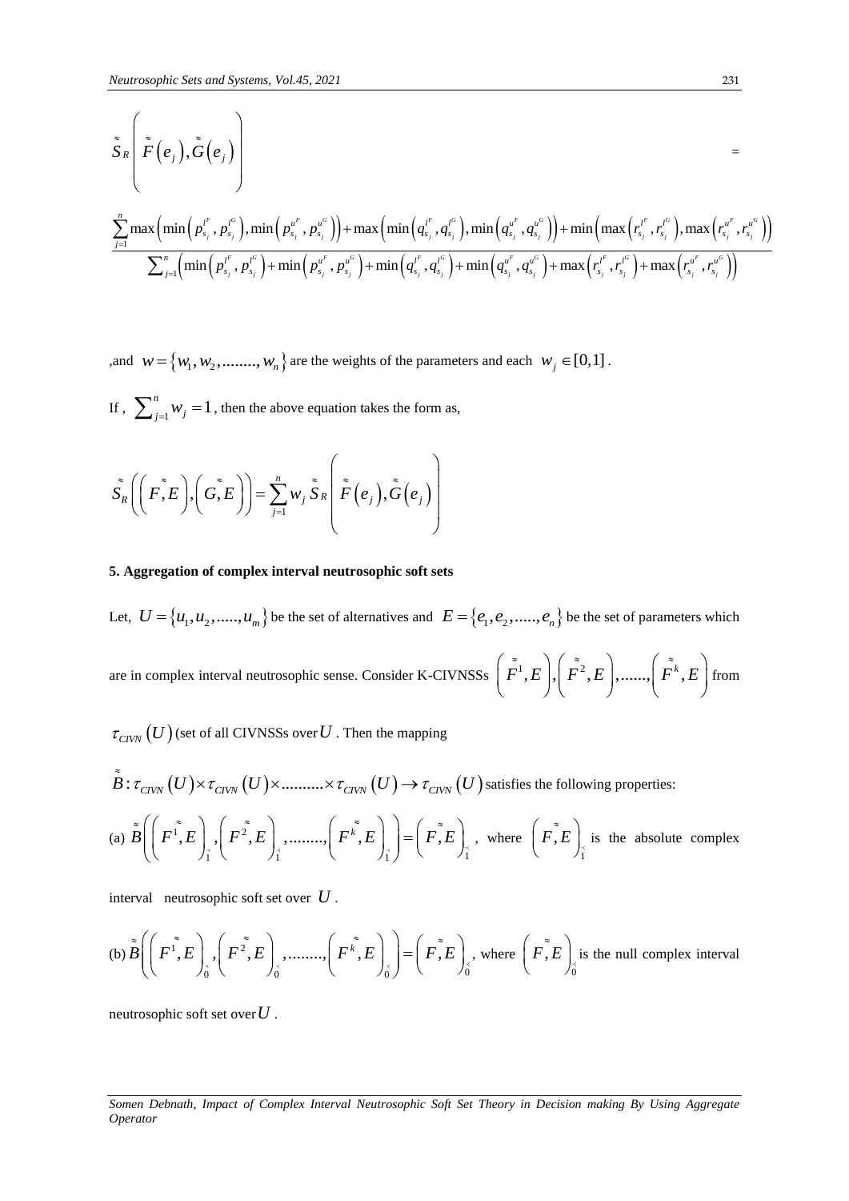$$\tilde{\tilde{S}}_R\left(\tilde{\tilde{F}}\left(e_j\right),\tilde{\tilde{G}}\left(e_j\right)\right) =$$

$$\frac{\sum_{j=1}^{n}\max\left(\min\left(p_{s_j}^{l^F},p_{s_j}^{l^G}\right),\min\left(p_{s_j}^{u^F},p_{s_j}^{u^G}\right)\right)+\max\left(\min\left(q_{s_j}^{l^F},q_{s_j}^{l^G}\right),\min\left(q_{s_j}^{u^F},q_{s_j}^{u^G}\right)\right)+\min\left(\max\left(r_{s_j}^{l^F},r_{s_j}^{l^G}\right),\max\left(r_{s_j}^{u^F},r_{s_j}^{u^G}\right)\right)}{\sum_{j=1}^{n}\left(\min\left(p_{s_j}^{l^F},p_{s_j}^{l^G}\right)+\min\left(p_{s_j}^{u^F},p_{s_j}^{u^G}\right)+\min\left(q_{s_j}^{l^F},q_{s_j}^{l^G}\right)+\min\left(q_{s_j}^{u^F},q_{s_j}^{u^G}\right)+\max\left(r_{s_j}^{l^F},r_{s_j}^{l^G}\right)+\max\left(r_{s_j}^{u^F},r_{s_j}^{u^G}\right)\right)}$$

,and $w=\{w_1,w_2,........,w_n\}$ are the weights of the parameters and each $w_j\in[0,1]$.

If , $\sum_{j=1}^{n}w_j=1$, then the above equation takes the form as,

$$\tilde{\tilde{S}}_R\left(\left(\tilde{\tilde{F}},E\right),\left(\tilde{\tilde{G}},E\right)\right)=\sum_{j=1}^{n}w_j\,\tilde{\tilde{S}}_R\left(\tilde{\tilde{F}}\left(e_j\right),\tilde{\tilde{G}}\left(e_j\right)\right)$$

## 5. Aggregation of complex interval neutrosophic soft sets

Let, $U=\{u_1,u_2,.....,u_m\}$ be the set of alternatives and $E=\{e_1,e_2,.....,e_n\}$ be the set of parameters which are in complex interval neutrosophic sense. Consider K-CIVNSSs $\left(\tilde{\tilde{F}}^1,E\right),\left(\tilde{\tilde{F}}^2,E\right),......,\left(\tilde{\tilde{F}}^k,E\right)$ from $\tau_{CIVN}(U)$ (set of all CIVNSSs over $U$. Then the mapping

$\tilde{\tilde{B}}:\tau_{CIVN}(U)\times\tau_{CIVN}(U)\times..........\times\tau_{CIVN}(U)\rightarrow\tau_{CIVN}(U)$ satisfies the following properties:

(a) $\tilde{\tilde{B}}\left(\left(\tilde{\tilde{F}}^1,E\right)_{\tilde{1}},\left(\tilde{\tilde{F}}^2,E\right)_{\tilde{1}},........,\left(\tilde{\tilde{F}}^k,E\right)_{\tilde{1}}\right)=\left(\tilde{\tilde{F}},E\right)_{\tilde{1}}$, where $\left(\tilde{\tilde{F}},E\right)_{\tilde{1}}$ is the absolute complex interval neutrosophic soft set over $U$.

(b) $\tilde{\tilde{B}}\left(\left(\tilde{\tilde{F}}^1,E\right)_{\tilde{0}},\left(\tilde{\tilde{F}}^2,E\right)_{\tilde{0}},........,\left(\tilde{\tilde{F}}^k,E\right)_{\tilde{0}}\right)=\left(\tilde{\tilde{F}},E\right)_{\tilde{0}}$, where $\left(\tilde{\tilde{F}},E\right)_{\tilde{0}}$ is the null complex interval neutrosophic soft set over $U$.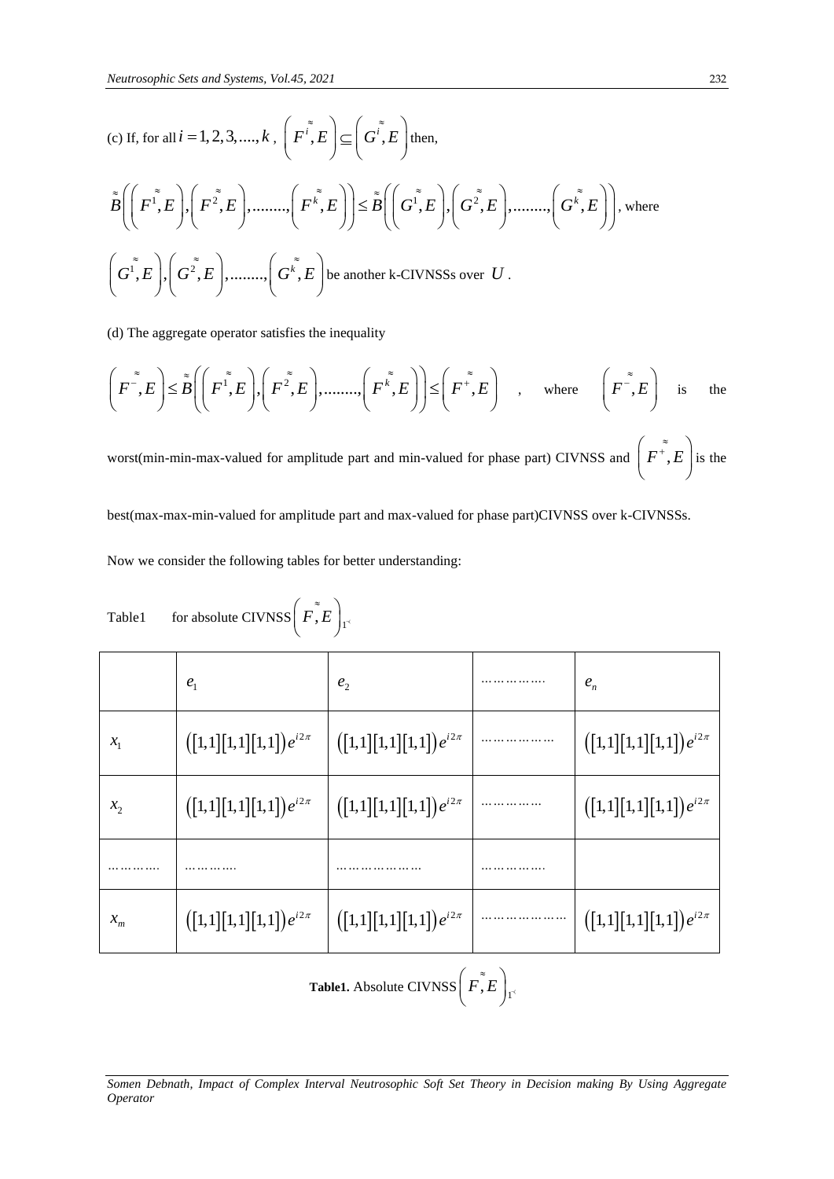(c) If, for all $i = 1, 2, 3, ...., k$, $\left(\overset{\approx}{F^{i}}, E\right) \subseteq \left(\overset{\approx}{G^{i}}, E\right)$ then,

$$\tilde{\tilde{B}}\left(\left(\overset{\approx}{F^{1}}, E\right), \left(\overset{\approx}{F^{2}}, E\right), ........, \left(\overset{\approx}{F^{k}}, E\right)\right) \leq \tilde{\tilde{B}}\left(\left(\overset{\approx}{G^{1}}, E\right), \left(\overset{\approx}{G^{2}}, E\right), ........, \left(\overset{\approx}{G^{k}}, E\right)\right),$$ where

$\left(\overset{\approx}{G^{1}}, E\right), \left(\overset{\approx}{G^{2}}, E\right), ........, \left(\overset{\approx}{G^{k}}, E\right)$ be another k-CIVNSSs over $U$.

(d) The aggregate operator satisfies the inequality

$$\left(\overset{\approx}{F^{-}}, E\right) \leq \tilde{\tilde{B}}\left(\left(\overset{\approx}{F^{1}}, E\right), \left(\overset{\approx}{F^{2}}, E\right), ........, \left(\overset{\approx}{F^{k}}, E\right)\right) \leq \left(\overset{\approx}{F^{+}}, E\right)$$ , where $\left(\overset{\approx}{F^{-}}, E\right)$ is the worst(min-min-max-valued for amplitude part and min-valued for phase part) CIVNSS and $\left(\overset{\approx}{F^{+}}, E\right)$ is the best(max-max-min-valued for amplitude part and max-valued for phase part)CIVNSS over k-CIVNSSs.

Now we consider the following tables for better understanding:

Table1 for absolute CIVNSS $\left(\overset{\approx}{F}, E\right)_{1^{<}}$

| | $e_1$ | $e_2$ | ……………. | $e_n$ |
|---|---|---|---|---|
| $x_1$ | $([1,1][1,1][1,1])e^{i2\pi}$ | $([1,1][1,1][1,1])e^{i2\pi}$ | ……………… | $([1,1][1,1][1,1])e^{i2\pi}$ |
| $x_2$ | $([1,1][1,1][1,1])e^{i2\pi}$ | $([1,1][1,1][1,1])e^{i2\pi}$ | …………… | $([1,1][1,1][1,1])e^{i2\pi}$ |
| …………. | ………… | ………………… | ……………. | |
| $x_m$ | $([1,1][1,1][1,1])e^{i2\pi}$ | $([1,1][1,1][1,1])e^{i2\pi}$ | ………………… | $([1,1][1,1][1,1])e^{i2\pi}$ |

**Table1.** Absolute CIVNSS $\left(\overset{\approx}{F}, E\right)_{1^{<}}$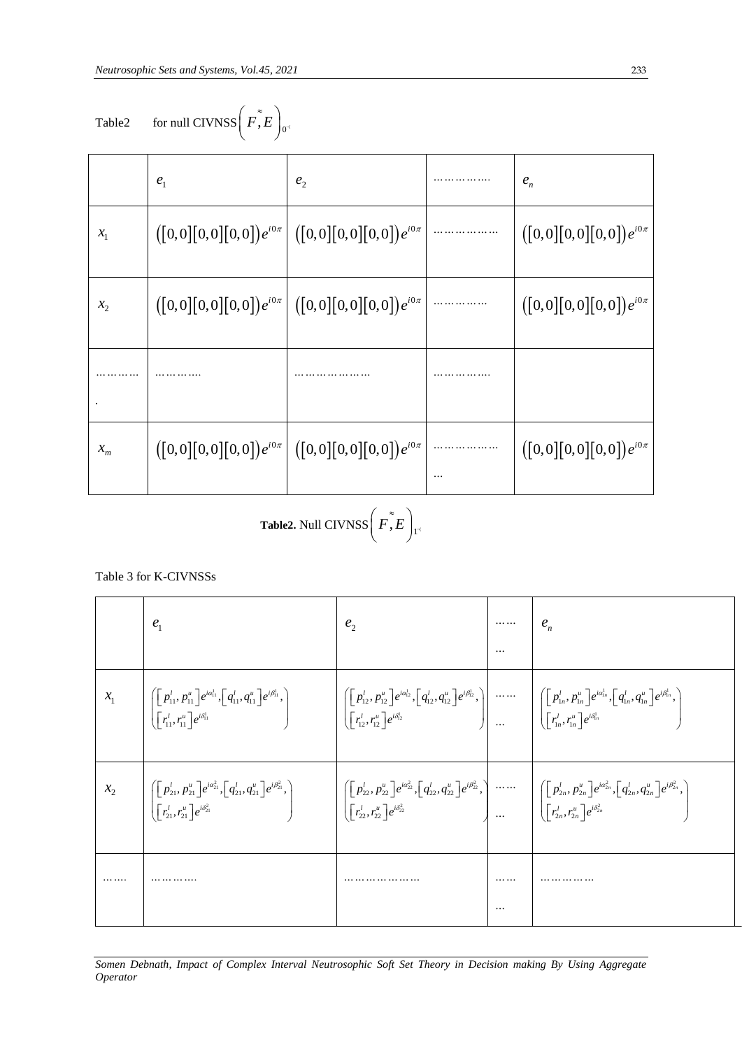Table2 for null CIVNSS $\left(\tilde{\tilde{F}}, E\right)_{0^<}$

| | $e_1$ | $e_2$ | ……………. | $e_n$ |
|---|---|---|---|---|
| $x_1$ | $([0,0][0,0][0,0])e^{i0\pi}$ | $([0,0][0,0][0,0])e^{i0\pi}$ | ……………… | $([0,0][0,0][0,0])e^{i0\pi}$ |
| $x_2$ | $([0,0][0,0][0,0])e^{i0\pi}$ | $([0,0][0,0][0,0])e^{i0\pi}$ | …………… | $([0,0][0,0][0,0])e^{i0\pi}$ |
| …………. | …………. | ……………….. | ……………. | |
| $x_m$ | $([0,0][0,0][0,0])e^{i0\pi}$ | $([0,0][0,0][0,0])e^{i0\pi}$ | ……………… … | $([0,0][0,0][0,0])e^{i0\pi}$ |

**Table2.** Null CIVNSS $\left(\tilde{\tilde{F}}, E\right)_{1^<}$

Table 3 for K-CIVNSSs

| | $e_1$ | $e_2$ | …… … | $e_n$ |
|---|---|---|---|---|
| $x_1$ | $\left(\left[p_{11}^l, p_{11}^u\right]e^{i\alpha_{11}^1}, \left[q_{11}^l, q_{11}^u\right]e^{i\beta_{11}^1}, \left[r_{11}^l, r_{11}^u\right]e^{i\delta_{11}^1}\right)$ | $\left(\left[p_{12}^l, p_{12}^u\right]e^{i\alpha_{12}^1}, \left[q_{12}^l, q_{12}^u\right]e^{i\beta_{12}^1}, \left[r_{12}^l, r_{12}^u\right]e^{i\delta_{12}^1}\right)$ | …… … | $\left(\left[p_{1n}^l, p_{1n}^u\right]e^{i\alpha_{1n}^1}, \left[q_{1n}^l, q_{1n}^u\right]e^{i\beta_{1n}^1}, \left[r_{1n}^l, r_{1n}^u\right]e^{i\delta_{1n}^1}\right)$ |
| $x_2$ | $\left(\left[p_{21}^l, p_{21}^u\right]e^{i\alpha_{21}^2}, \left[q_{21}^l, q_{21}^u\right]e^{i\beta_{21}^2}, \left[r_{21}^l, r_{21}^u\right]e^{i\delta_{21}^2}\right)$ | $\left(\left[p_{22}^l, p_{22}^u\right]e^{i\alpha_{22}^2}, \left[q_{22}^l, q_{22}^u\right]e^{i\beta_{22}^2}, \left[r_{22}^l, r_{22}^u\right]e^{i\delta_{22}^2}\right)$ | …… … | $\left(\left[p_{2n}^l, p_{2n}^u\right]e^{i\alpha_{2n}^2}, \left[q_{2n}^l, q_{2n}^u\right]e^{i\beta_{2n}^2}, \left[r_{2n}^l, r_{2n}^u\right]e^{i\delta_{2n}^2}\right)$ |
| ……. | …………. | ……………….. | …… … | …………… |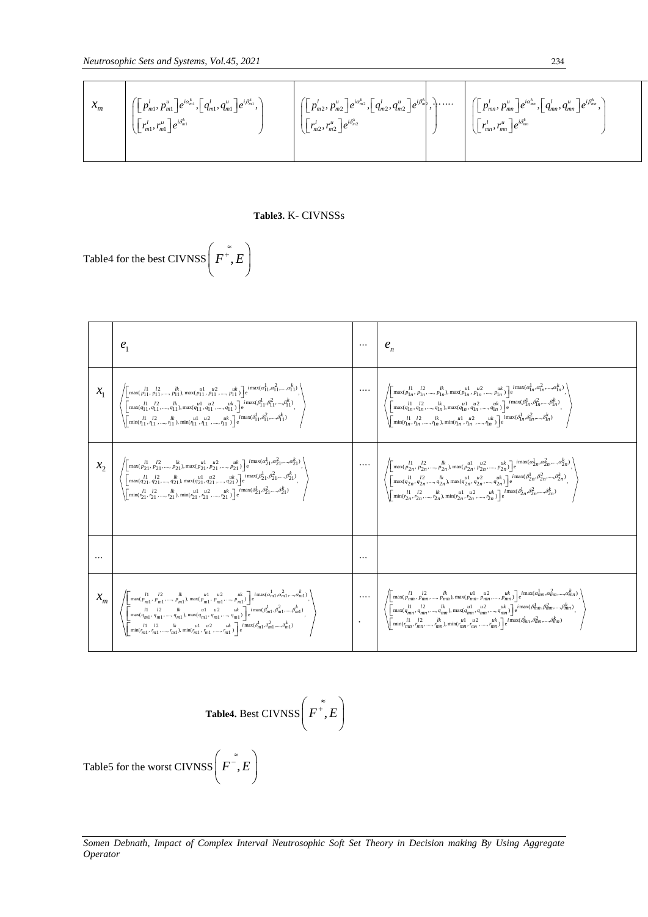| | | | |
|---|---|---|---|
| $x_m$ | $\left(\begin{array}{l}\left[p_{m1}^l, p_{m1}^u\right]e^{i\alpha_{m1}^k},\left[q_{m1}^l, q_{m1}^u\right]e^{i\beta_{m1}^k},\\ \left[r_{m1}^l, r_{m1}^u\right]e^{i\delta_{m1}^k}\end{array}\right)$ | $\left(\begin{array}{l}\left[p_{m2}^l, p_{m2}^u\right]e^{i\alpha_{m2}^k},\left[q_{m2}^l, q_{m2}^u\right]e^{i\beta_{m2}^k},\\ \left[r_{m2}^l, r_{m2}^u\right]e^{i\delta_{m2}^k}\end{array}\right)$ ...... | $\left(\begin{array}{l}\left[p_{mn}^l, p_{mn}^u\right]e^{i\alpha_{mn}^k},\left[q_{mn}^l, q_{mn}^u\right]e^{i\beta_{mn}^k},\\ \left[r_{mn}^l, r_{mn}^u\right]e^{i\delta_{mn}^k}\end{array}\right)$ |

**Table3.** K- CIVNSSs

Table4 for the best CIVNSS $\left(\overset{\approx}{F^{+}}, E\right)$

| | $e_1$ | ... | $e_n$ |
|---|---|---|---|
| $x_1$ | $\left\langle\begin{array}{l}\left[\max(p_{11}^{l1}, p_{11}^{l2},...., p_{11}^{lk}), \max(p_{11}^{u1}, p_{11}^{u2},...., p_{11}^{uk})\right]e^{i\max(\alpha_{11}^1,\alpha_{11}^2,....,\alpha_{11}^k)},\\ \left[\max(q_{11}^{l1}, q_{11}^{l2},...., q_{11}^{lk}), \max(q_{11}^{u1}, q_{11}^{u2},...., q_{11}^{uk})\right]e^{i\max(\beta_{11}^1,\beta_{11}^2,....,\beta_{11}^k)},\\ \left[\min(r_{11}^{l1}, r_{11}^{l2},...., r_{11}^{lk}), \min(r_{11}^{u1}, r_{11}^{u2},...., r_{11}^{uk})\right]e^{i\max(\delta_{11}^1,\delta_{11}^2,....,\delta_{11}^k)}\end{array}\right\rangle$ | .... | $\left\langle\begin{array}{l}\left[\max(p_{1n}^{l1}, p_{1n}^{l2},...., p_{1n}^{lk}), \max(p_{1n}^{u1}, p_{1n}^{u2},...., p_{1n}^{uk})\right]e^{i\max(\alpha_{1n}^1,\alpha_{1n}^2,....,\alpha_{1n}^k)},\\ \left[\max(q_{1n}^{l1}, q_{1n}^{l2},...., q_{1n}^{lk}), \max(q_{1n}^{u1}, q_{1n}^{u2},...., q_{1n}^{uk})\right]e^{i\max(\beta_{1n}^1,\beta_{1n}^2,....,\beta_{1n}^k)},\\ \left[\min(r_{1n}^{l1}, r_{1n}^{l2},...., r_{1n}^{lk}), \min(r_{1n}^{u1}, r_{1n}^{u2},...., r_{1n}^{uk})\right]e^{i\max(\delta_{1n}^1,\delta_{1n}^2,....,\delta_{1n}^k)}\end{array}\right\rangle$ |
| $x_2$ | $\left\langle\begin{array}{l}\left[\max(p_{21}^{l1}, p_{21}^{l2},...., p_{21}^{lk}), \max(p_{21}^{u1}, p_{21}^{u2},...., p_{21}^{uk})\right]e^{i\max(\alpha_{21}^1,\alpha_{21}^2,....,\alpha_{21}^k)},\\ \left[\max(q_{21}^{l1}, q_{21}^{l2},...., q_{21}^{lk}), \max(q_{21}^{u1}, q_{21}^{u2},...., q_{21}^{uk})\right]e^{i\max(\beta_{21}^1,\beta_{21}^2,....,\beta_{21}^k)},\\ \left[\min(r_{21}^{l1}, r_{21}^{l2},...., r_{21}^{lk}), \min(r_{21}^{u1}, r_{21}^{u2},...., r_{21}^{uk})\right]e^{i\max(\delta_{21}^1,\delta_{21}^2,....,\delta_{21}^k)}\end{array}\right\rangle$ | .... | $\left\langle\begin{array}{l}\left[\max(p_{2n}^{l1}, p_{2n}^{l2},...., p_{2n}^{lk}), \max(p_{2n}^{u1}, p_{2n}^{u2},...., p_{2n}^{uk})\right]e^{i\max(\alpha_{2n}^1,\alpha_{2n}^2,....,\alpha_{2n}^k)},\\ \left[\max(q_{2n}^{l1}, q_{2n}^{l2},...., q_{2n}^{lk}), \max(q_{2n}^{u1}, q_{2n}^{u2},...., q_{2n}^{uk})\right]e^{i\max(\beta_{2n}^1,\beta_{2n}^2,....,\beta_{2n}^k)},\\ \left[\min(r_{2n}^{l1}, r_{2n}^{l2},...., r_{2n}^{lk}), \min(r_{2n}^{u1}, r_{2n}^{u2},...., r_{2n}^{uk})\right]e^{i\max(\delta_{2n}^1,\delta_{2n}^2,....,\delta_{2n}^k)}\end{array}\right\rangle$ |
| ... | | ... | |
| $x_m$ | $\left\langle\begin{array}{l}\left[\max(p_{m1}^{l1}, p_{m1}^{l2},...., p_{m1}^{lk}), \max(p_{m1}^{u1}, p_{m1}^{u2},...., p_{m1}^{uk})\right]e^{i\max(\alpha_{m1}^1,\alpha_{m1}^2,....,\alpha_{m1}^k)},\\ \left[\max(q_{m1}^{l1}, q_{m1}^{l2},...., q_{m1}^{lk}), \max(q_{m1}^{u1}, q_{m1}^{u2},...., q_{m1}^{uk})\right]e^{i\max(\beta_{m1}^1,\beta_{m1}^2,....,\beta_{m1}^k)},\\ \left[\min(r_{m1}^{l1}, r_{m1}^{l2},...., r_{m1}^{lk}), \min(r_{m1}^{u1}, r_{m1}^{u2},...., r_{m1}^{uk})\right]e^{i\max(\delta_{m1}^1,\delta_{m1}^2,....,\delta_{m1}^k)}\end{array}\right\rangle$ | ..... | $\left\langle\begin{array}{l}\left[\max(p_{mn}^{l1}, p_{mn}^{l2},...., p_{mn}^{lk}), \max(p_{mn}^{u1}, p_{mn}^{u2},...., p_{mn}^{uk})\right]e^{i\max(\alpha_{mn}^1,\alpha_{mn}^2,....,\alpha_{mn}^k)},\\ \left[\max(q_{mn}^{l1}, q_{mn}^{l2},...., q_{mn}^{lk}), \max(q_{mn}^{u1}, q_{mn}^{u2},...., q_{mn}^{uk})\right]e^{i\max(\beta_{mn}^1,\beta_{mn}^2,....,\beta_{mn}^k)},\\ \left[\min(r_{mn}^{l1}, r_{mn}^{l2},...., r_{mn}^{lk}), \min(r_{mn}^{u1}, r_{mn}^{u2},...., r_{mn}^{uk})\right]e^{i\max(\delta_{mn}^1,\delta_{mn}^2,....,\delta_{mn}^k)}\end{array}\right\rangle$ |

**Table4.** Best CIVNSS $\left(\overset{\approx}{F^{+}}, E\right)$

Table5 for the worst CIVNSS $\left(\overset{\approx}{F^{-}}, E\right)$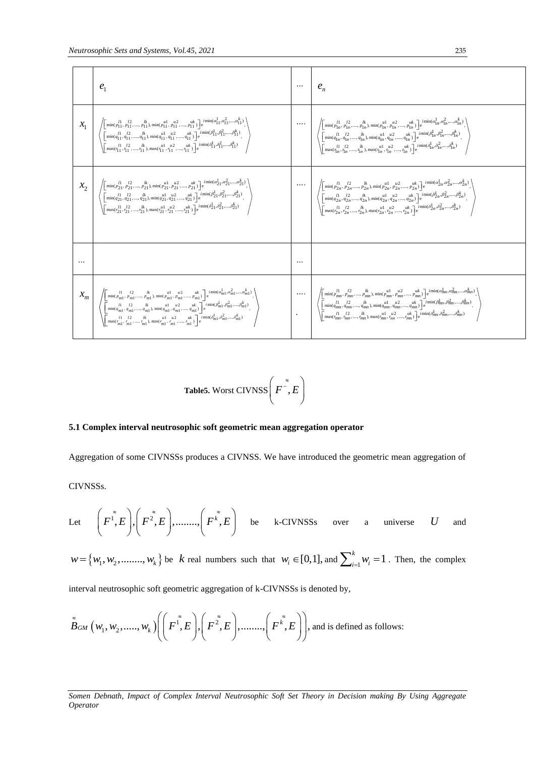|  | $e_1$ | ... | $e_n$ |
|---|---|---|---|
| $x_1$ | $\left\langle \begin{array}{l} \left[\min(p_{11}^{l1}, p_{11}^{l2}, ...., p_{11}^{lk}), \min(p_{11}^{u1}, p_{11}^{u2}, ...., p_{11}^{uk})\right] e^{i\min(\alpha_{11}^1, \alpha_{11}^2, ...., \alpha_{11}^k)}, \\ \left[\min(q_{11}^{l1}, q_{11}^{l2}, ...., q_{11}^{lk}), \min(q_{11}^{u1}, q_{11}^{u2}, ...., q_{11}^{uk})\right] e^{i\min(\beta_{11}^1, \beta_{11}^2, ...., \beta_{11}^k)}, \\ \left[\max(r_{11}^{l1}, r_{11}^{l2}, ...., r_{11}^{lk}), \max(r_{11}^{u1}, r_{11}^{u2}, ...., r_{11}^{uk})\right] e^{i\min(\delta_{11}^1, \delta_{11}^2, ...., \delta_{11}^k)} \end{array} \right\rangle$ | .... | $\left\langle \begin{array}{l} \left[\min(p_{1n}^{l1}, p_{1n}^{l2}, ...., p_{1n}^{lk}), \min(p_{1n}^{u1}, p_{1n}^{u2}, ...., p_{1n}^{uk})\right] e^{i\min(\alpha_{1n}^1, \alpha_{1n}^2, ...., \alpha_{1n}^k)}, \\ \left[\min(q_{1n}^{l1}, q_{1n}^{l2}, ...., q_{1n}^{lk}), \min(q_{1n}^{u1}, q_{1n}^{u2}, ...., q_{1n}^{uk})\right] e^{i\min(\beta_{1n}^1, \beta_{1n}^2, ...., \beta_{1n}^k)}, \\ \left[\max(r_{1n}^{l1}, r_{1n}^{l2}, ...., r_{1n}^{lk}), \max(r_{1n}^{u1}, r_{1n}^{u2}, ...., r_{1n}^{uk})\right] e^{i\min(\delta_{1n}^1, \delta_{1n}^2, ...., \delta_{1n}^k)} \end{array} \right\rangle$ |
| $x_2$ | $\left\langle \begin{array}{l} \left[\min(p_{21}^{l1}, p_{21}^{l2}, ...., p_{21}^{lk}), \min(p_{21}^{u1}, p_{21}^{u2}, ...., p_{21}^{uk})\right] e^{i\min(\alpha_{21}^1, \alpha_{21}^2, ...., \alpha_{21}^k)}, \\ \left[\min(q_{21}^{l1}, q_{21}^{l2}, ...., q_{21}^{lk}), \min(q_{21}^{u1}, q_{21}^{u2}, ...., q_{21}^{uk})\right] e^{i\min(\beta_{21}^1, \beta_{21}^2, ...., \beta_{21}^k)}, \\ \left[\max(r_{21}^{l1}, r_{21}^{l2}, ...., r_{21}^{lk}), \max(r_{21}^{u1}, r_{21}^{u2}, ...., r_{21}^{uk})\right] e^{i\min(\delta_{21}^1, \delta_{21}^2, ...., \delta_{21}^k)} \end{array} \right\rangle$ | .... | $\left\langle \begin{array}{l} \left[\min(p_{2n}^{l1}, p_{2n}^{l2}, ...., p_{2n}^{lk}), \min(p_{2n}^{u1}, p_{2n}^{u2}, ...., p_{2n}^{uk})\right] e^{i\min(\alpha_{2n}^1, \alpha_{2n}^2, ...., \alpha_{2n}^k)}, \\ \left[\min(q_{2n}^{l1}, q_{2n}^{l2}, ...., q_{2n}^{lk}), \min(q_{2n}^{u1}, q_{2n}^{u2}, ...., q_{2n}^{uk})\right] e^{i\min(\beta_{2n}^1, \beta_{2n}^2, ...., \beta_{2n}^k)}, \\ \left[\max(r_{2n}^{l1}, r_{2n}^{l2}, ...., r_{2n}^{lk}), \max(r_{2n}^{u1}, r_{2n}^{u2}, ...., r_{2n}^{uk})\right] e^{i\min(\delta_{2n}^1, \delta_{2n}^2, ...., \delta_{2n}^k)} \end{array} \right\rangle$ |
| ... |  | ... |  |
| $x_m$ | $\left\langle \begin{array}{l} \left[\min(p_{m1}^{l1}, p_{m1}^{l2}, ...., p_{m1}^{lk}), \min(p_{m1}^{u1}, p_{m1}^{u2}, ...., p_{m1}^{uk})\right] e^{i\min(\alpha_{m1}^1, \alpha_{m1}^2, ...., \alpha_{m1}^k)}, \\ \left[\min(q_{m1}^{l1}, q_{m1}^{l2}, ...., q_{m1}^{lk}), \min(q_{m1}^{u1}, q_{m1}^{u2}, ...., q_{m1}^{uk})\right] e^{i\min(\beta_{m1}^1, \beta_{m1}^2, ...., \beta_{m1}^k)}, \\ \left[\max(r_{m1}^{l1}, r_{m1}^{l2}, ...., r_{m1}^{lk}), \max(r_{m1}^{u1}, r_{m1}^{u2}, ...., r_{m1}^{uk})\right] e^{i\min(\delta_{m1}^1, \delta_{m1}^2, ...., \delta_{m1}^k)} \end{array} \right\rangle$ | ..... | $\left\langle \begin{array}{l} \left[\min(p_{mn}^{l1}, p_{mn}^{l2}, ...., p_{mn}^{lk}), \min(p_{mn}^{u1}, p_{mn}^{u2}, ...., p_{mn}^{uk})\right] e^{i\min(\alpha_{mn}^1, \alpha_{mn}^2, ...., \alpha_{mn}^k)}, \\ \left[\min(q_{mn}^{l1}, q_{mn}^{l2}, ...., q_{mn}^{lk}), \min(q_{mn}^{u1}, q_{mn}^{u2}, ...., q_{mn}^{uk})\right] e^{i\min(\beta_{mn}^1, \beta_{mn}^2, ...., \beta_{mn}^k)}, \\ \left[\max(r_{mn}^{l1}, r_{mn}^{l2}, ...., r_{mn}^{lk}), \max(r_{mn}^{u1}, r_{mn}^{u2}, ...., r_{mn}^{uk})\right] e^{i\min(\delta_{mn}^1, \delta_{mn}^2, ...., \delta_{mn}^k)} \end{array} \right\rangle$ |

**Table5.** Worst CIVNSS $\left(\overset{\approx}{F^{-}}, E\right)$

### 5.1 Complex interval neutrosophic soft geometric mean aggregation operator

Aggregation of some CIVNSSs produces a CIVNSS. We have introduced the geometric mean aggregation of CIVNSSs.

Let $\left(\overset{\approx}{F^1}, E\right), \left(\overset{\approx}{F^2}, E\right), ........, \left(\overset{\approx}{F^k}, E\right)$ be k-CIVNSSs over a universe $U$ and $w = \{w_1, w_2, ........, w_k\}$ be $k$ real numbers such that $w_i \in [0,1]$, and $\sum_{i=1}^{k} w_i = 1$. Then, the complex interval neutrosophic soft geometric aggregation of k-CIVNSSs is denoted by,

$\overset{\approx}{B}_{GM}(w_1, w_2, ....., w_k)\left(\left(\overset{\approx}{F^1}, E\right), \left(\overset{\approx}{F^2}, E\right), ........, \left(\overset{\approx}{F^k}, E\right)\right)$, and is defined as follows: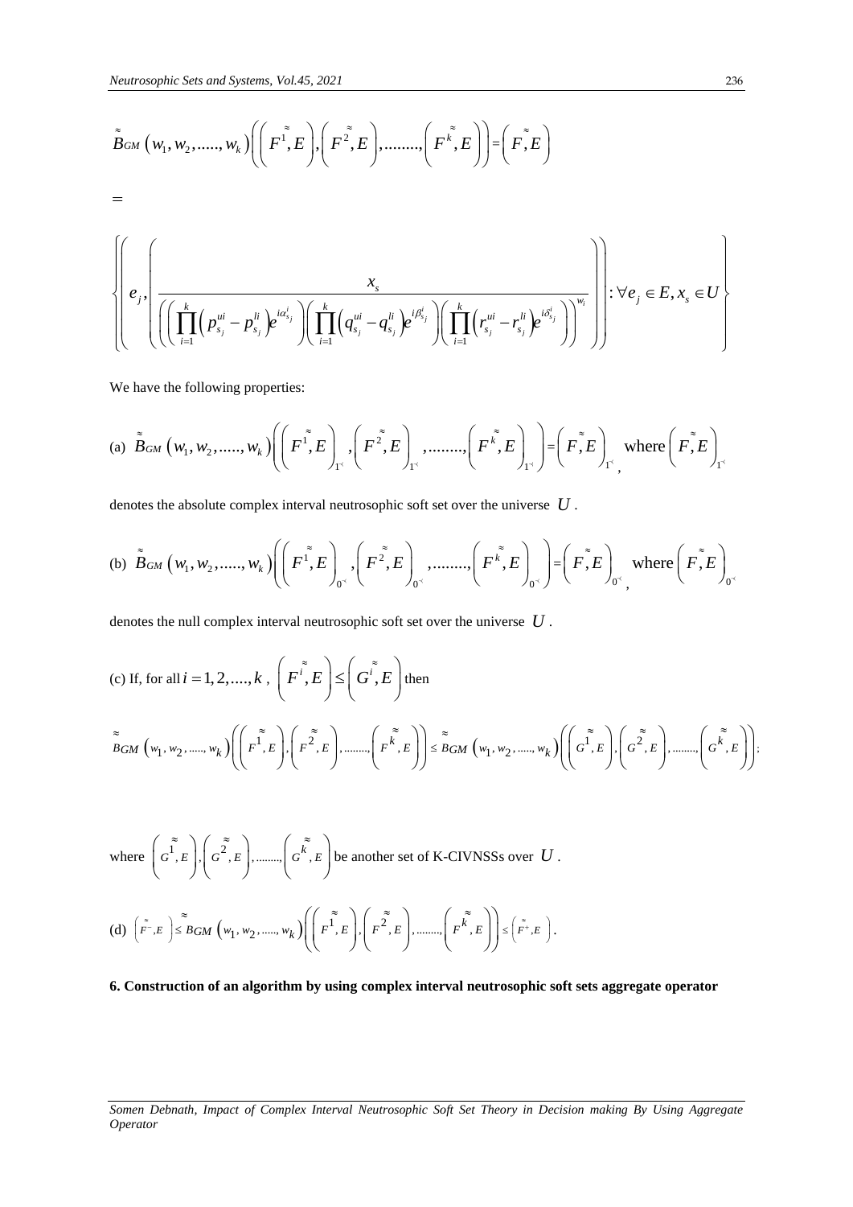$$\overset{\approx}{B}_{GM}\left(w_1, w_2, \ldots\ldots, w_k\right)\left(\left(F^{\overset{\approx}{1}}, E\right), \left(F^{\overset{\approx}{2}}, E\right), \ldots\ldots\ldots, \left(F^{\overset{\approx}{k}}, E\right)\right) = \left(\overset{\approx}{F}, E\right)$$

$=$

$$\left\{\left(e_j, \left(\frac{x_s}{\left(\left(\prod_{i=1}^{k}\left(p_{s_j}^{ui} - p_{s_j}^{li}\right)e^{i\alpha_{s_j}^{i}}\right)\left(\prod_{i=1}^{k}\left(q_{s_j}^{ui} - q_{s_j}^{li}\right)e^{i\beta_{s_j}^{i}}\right)\left(\prod_{i=1}^{k}\left(r_{s_j}^{ui} - r_{s_j}^{li}\right)e^{i\delta_{s_j}^{i}}\right)\right)^{w_i}}\right)\right) : \forall e_j \in E, x_s \in U\right\}$$

We have the following properties:

(a) $\overset{\approx}{B}_{GM}\left(w_1, w_2, \ldots\ldots, w_k\right)\left(\left(F^{\overset{\approx}{1}}, E\right)_{1^{\prec}}, \left(F^{\overset{\approx}{2}}, E\right)_{1^{\prec}}, \ldots\ldots\ldots, \left(F^{\overset{\approx}{k}}, E\right)_{1^{\prec}}\right) = \left(\overset{\approx}{F}, E\right)_{1^{\prec}}$, where $\left(\overset{\approx}{F}, E\right)_{1^{\prec}}$ denotes the absolute complex interval neutrosophic soft set over the universe $U$.

(b) $\overset{\approx}{B}_{GM}\left(w_1, w_2, \ldots\ldots, w_k\right)\left(\left(F^{\overset{\approx}{1}}, E\right)_{0^{\prec}}, \left(F^{\overset{\approx}{2}}, E\right)_{0^{\prec}}, \ldots\ldots\ldots, \left(F^{\overset{\approx}{k}}, E\right)_{0^{\prec}}\right) = \left(\overset{\approx}{F}, E\right)_{0^{\prec}}$, where $\left(\overset{\approx}{F}, E\right)_{0^{\prec}}$ denotes the null complex interval neutrosophic soft set over the universe $U$.

(c) If, for all $i = 1, 2, \ldots., k$, $\left(F^{\overset{\approx}{i}}, E\right) \leq \left(G^{\overset{\approx}{i}}, E\right)$ then

$$\overset{\approx}{B}_{GM}\left(w_1, w_2, \ldots\ldots, w_k\right)\left(\left(F^{\overset{\approx}{1}}, E\right), \left(F^{\overset{\approx}{2}}, E\right), \ldots\ldots\ldots, \left(F^{\overset{\approx}{k}}, E\right)\right) \leq \overset{\approx}{B}_{GM}\left(w_1, w_2, \ldots\ldots, w_k\right)\left(\left(G^{\overset{\approx}{1}}, E\right), \left(G^{\overset{\approx}{2}}, E\right), \ldots\ldots\ldots, \left(G^{\overset{\approx}{k}}, E\right)\right);$$

where $\left(G^{\overset{\approx}{1}}, E\right), \left(G^{\overset{\approx}{2}}, E\right), \ldots\ldots\ldots, \left(G^{\overset{\approx}{k}}, E\right)$ be another set of K-CIVNSSs over $U$.

(d) $\left(\overset{\approx}{F^{-}}, E\right) \leq \overset{\approx}{B}_{GM}\left(w_1, w_2, \ldots\ldots, w_k\right)\left(\left(F^{\overset{\approx}{1}}, E\right), \left(F^{\overset{\approx}{2}}, E\right), \ldots\ldots\ldots, \left(F^{\overset{\approx}{k}}, E\right)\right) \leq \left(\overset{\approx}{F^{+}}, E\right)$.

**6. Construction of an algorithm by using complex interval neutrosophic soft sets aggregate operator**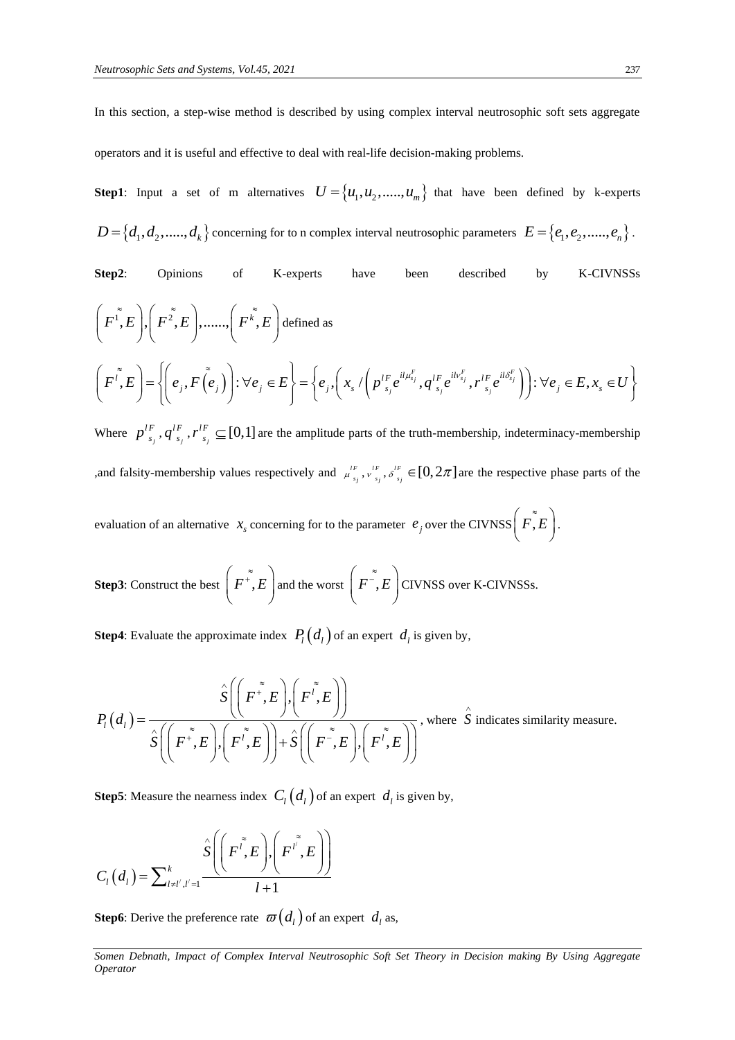In this section, a step-wise method is described by using complex interval neutrosophic soft sets aggregate operators and it is useful and effective to deal with real-life decision-making problems.

**Step1**: Input a set of m alternatives $U = \{u_1, u_2, ....., u_m\}$ that have been defined by k-experts $D = \{d_1, d_2, ....., d_k\}$ concerning for to n complex interval neutrosophic parameters $E = \{e_1, e_2, ....., e_n\}$.

**Step2**: Opinions of K-experts have been described by K-CIVNSSs $\left(\overset{\approx}{F^1}, E\right), \left(\overset{\approx}{F^2}, E\right), ......, \left(\overset{\approx}{F^k}, E\right)$ defined as

$$\left(\overset{\approx}{F^l}, E\right) = \left\{ \left( e_j, F\left(\overset{\approx}{e_j}\right) \right) : \forall e_j \in E \right\} = \left\{ e_j, \left( x_s / \left( p^{lF}_{s_j} e^{il\mu^F_{s_j}}, q^{lF}_{s_j} e^{il\nu^F_{s_j}}, r^{lF}_{s_j} e^{il\delta^F_{s_j}} \right) \right) : \forall e_j \in E, x_s \in U \right\}$$

Where $p^{lF}_{s_j}, q^{lF}_{s_j}, r^{lF}_{s_j} \subseteq [0,1]$ are the amplitude parts of the truth-membership, indeterminacy-membership ,and falsity-membership values respectively and $\mu^{lF}_{s_j}, \nu^{lF}_{s_j}, \delta^{lF}_{s_j} \in [0, 2\pi]$ are the respective phase parts of the evaluation of an alternative $x_s$ concerning for to the parameter $e_j$ over the CIVNSS $\left(\overset{\approx}{F}, E\right)$.

**Step3**: Construct the best $\left(\overset{\approx}{F^+}, E\right)$ and the worst $\left(\overset{\approx}{F^-}, E\right)$ CIVNSS over K-CIVNSSs.

**Step4**: Evaluate the approximate index $P_l(d_l)$ of an expert $d_l$ is given by,

$$P_l(d_l) = \frac{\hat{S}\left(\left(\overset{\approx}{F^+}, E\right), \left(\overset{\approx}{F^l}, E\right)\right)}{\hat{S}\left(\left(\overset{\approx}{F^+}, E\right), \left(\overset{\approx}{F^l}, E\right)\right) + \hat{S}\left(\left(\overset{\approx}{F^-}, E\right), \left(\overset{\approx}{F^l}, E\right)\right)}$$

, where $\hat{S}$ indicates similarity measure.

**Step5**: Measure the nearness index $C_l(d_l)$ of an expert $d_l$ is given by,

$$C_l(d_l) = \sum_{l \neq l', l'=1}^{k} \frac{\hat{S}\left(\left(\overset{\approx}{F^l}, E\right), \left(\overset{\approx}{F^{l'}}, E\right)\right)}{l+1}$$

**Step6**: Derive the preference rate $\varpi(d_l)$ of an expert $d_l$ as,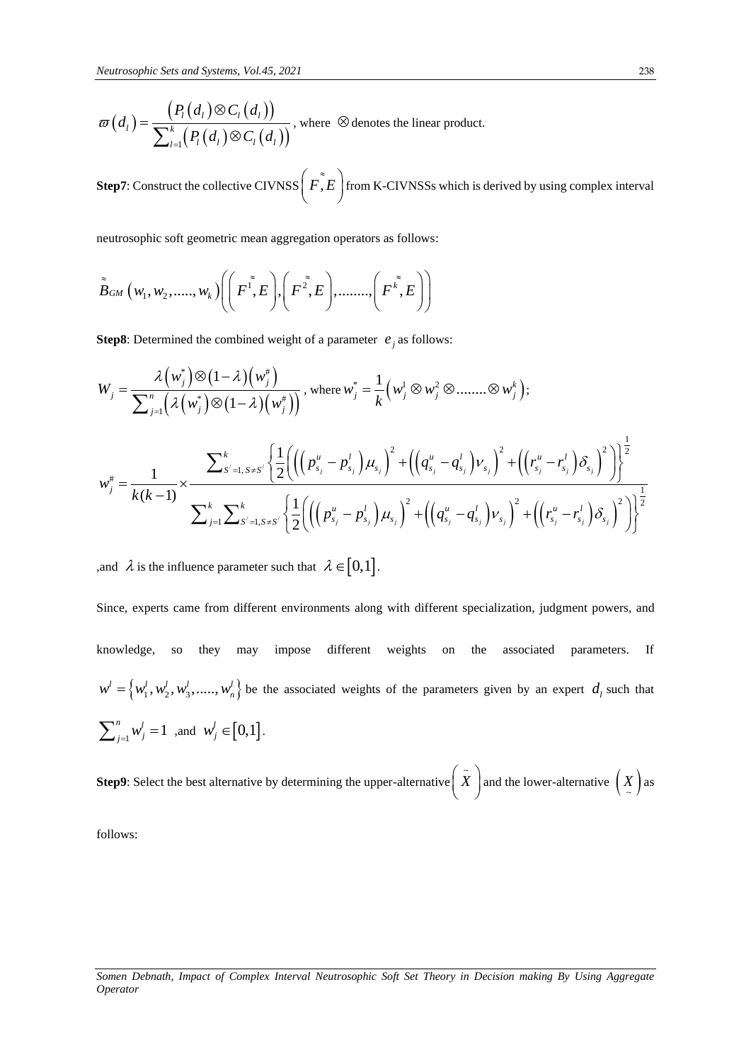$$\varpi\left(d_l\right)=\frac{\left(P_l\left(d_l\right)\otimes C_l\left(d_l\right)\right)}{\sum_{l=1}^{k}\left(P_l\left(d_l\right)\otimes C_l\left(d_l\right)\right)}$$, where $\otimes$ denotes the linear product.

**Step7**: Construct the collective CIVNSS $\left(\overset{\approx}{F},E\right)$ from K-CIVNSSs which is derived by using complex interval neutrosophic soft geometric mean aggregation operators as follows:

$$\overset{\approx}{B}_{GM}\left(w_1,w_2,.....,w_k\right)\left(\left(\overset{\approx}{F^1},E\right),\left(\overset{\approx}{F^2},E\right),........,\left(\overset{\approx}{F^k},E\right)\right)$$

**Step8**: Determined the combined weight of a parameter $e_j$ as follows:

$$W_j=\frac{\lambda\left(w_j^*\right)\otimes\left(1-\lambda\right)\left(w_j^\#\right)}{\sum_{j=1}^{n}\left(\lambda\left(w_j^*\right)\otimes\left(1-\lambda\right)\left(w_j^\#\right)\right)}$$, where $w_j^*=\frac{1}{k}\left(w_j^1\otimes w_j^2\otimes........\otimes w_j^k\right)$;

$$w_j^\#=\frac{1}{k(k-1)}\times\frac{\sum_{S'=1,\,S\neq S'}^{k}\left\{\frac{1}{2}\left(\left(\left(p_{s_j}^u-p_{s_j}^l\right)\mu_{s_j}\right)^2+\left(\left(q_{s_j}^u-q_{s_j}^l\right)\nu_{s_j}\right)^2+\left(\left(r_{s_j}^u-r_{s_j}^l\right)\delta_{s_j}\right)^2\right)\right\}^{\frac{1}{2}}}{\sum_{j=1}^{k}\sum_{S'=1,S\neq S'}^{k}\left\{\frac{1}{2}\left(\left(\left(p_{s_j}^u-p_{s_j}^l\right)\mu_{s_j}\right)^2+\left(\left(q_{s_j}^u-q_{s_j}^l\right)\nu_{s_j}\right)^2+\left(\left(r_{s_j}^u-r_{s_j}^l\right)\delta_{s_j}\right)^2\right)\right\}^{\frac{1}{2}}}$$

,and $\lambda$ is the influence parameter such that $\lambda\in[0,1]$.

Since, experts came from different environments along with different specialization, judgment powers, and knowledge, so they may impose different weights on the associated parameters. If $w^l=\left\{w_1^l,w_2^l,w_3^l,.....,w_n^l\right\}$ be the associated weights of the parameters given by an expert $d_l$ such that $\sum_{j=1}^{n}w_j^l=1$ ,and $w_j^l\in[0,1]$.

**Step9**: Select the best alternative by determining the upper-alternative $\left(\tilde{X}\right)$ and the lower-alternative $\left(\underset{\sim}{X}\right)$ as follows: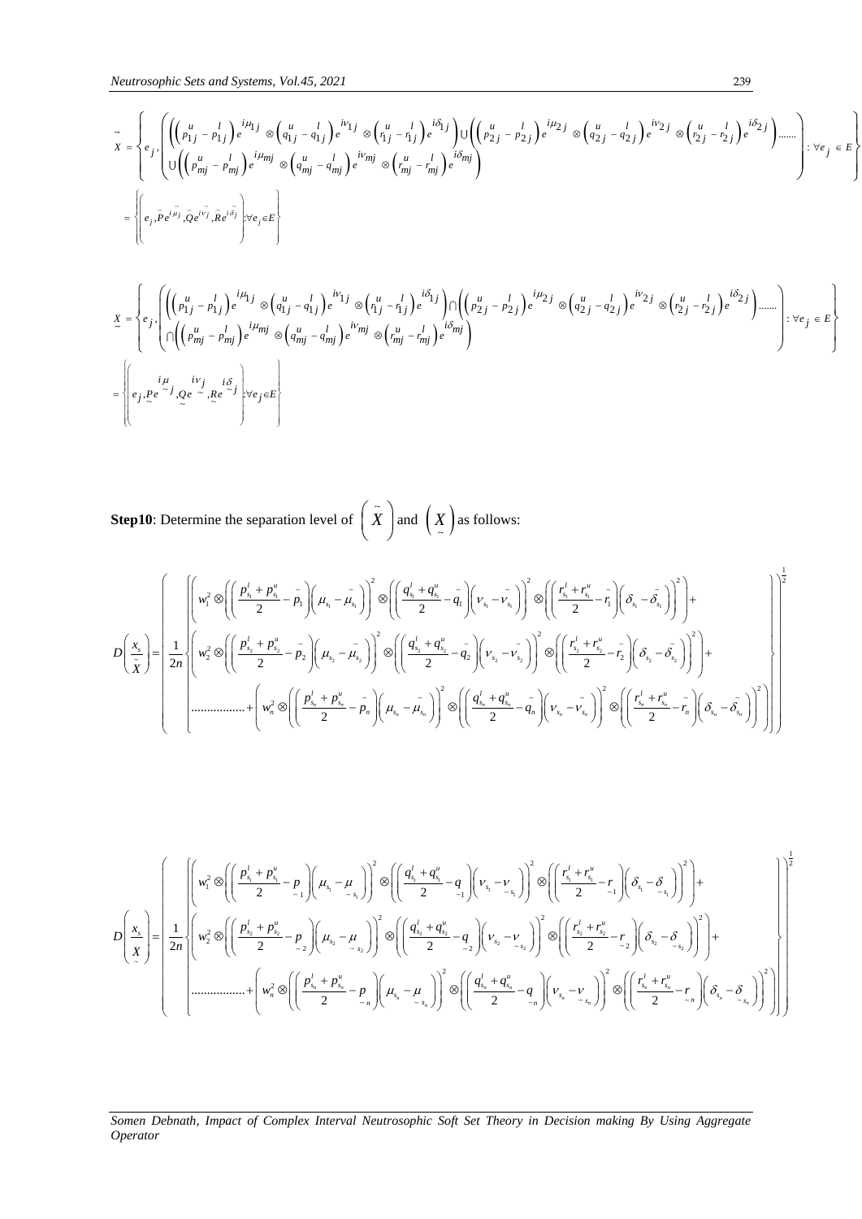$$\tilde{X} = \left\{ e_j, \left( \begin{array}{l} \left( \left( p_{1j}^u - p_{1j}^l \right) e^{i\mu_{1j}} \otimes \left( q_{1j}^u - q_{1j}^l \right) e^{i\nu_{1j}} \otimes \left( r_{1j}^u - r_{1j}^l \right) e^{i\delta_{1j}} \right) \cup \left( \left( p_{2j}^u - p_{2j}^l \right) e^{i\mu_{2j}} \otimes \left( q_{2j}^u - q_{2j}^l \right) e^{i\nu_{2j}} \otimes \left( r_{2j}^u - r_{2j}^l \right) e^{i\delta_{2j}} \right) \ldots\ldots \\ \cup \left( \left( p_{mj}^u - p_{mj}^l \right) e^{i\mu_{mj}} \otimes \left( q_{mj}^u - q_{mj}^l \right) e^{i\nu_{mj}} \otimes \left( r_{mj}^u - r_{mj}^l \right) e^{i\delta_{mj}} \right) \end{array} \right) : \forall e_j \in E \right\}$$

$$= \left\{ \left( e_j, \tilde{P} e^{i\tilde{\mu}_j}, \tilde{Q} e^{i\tilde{\nu}_j}, \tilde{R} e^{i\tilde{\delta}_j} \right) : \forall e_j \in E \right\}$$

$$\underset{\sim}{X} = \left\{ e_j, \left( \begin{array}{l} \left( \left( p_{1j}^u - p_{1j}^l \right) e^{i\mu_{1j}} \otimes \left( q_{1j}^u - q_{1j}^l \right) e^{i\nu_{1j}} \otimes \left( r_{1j}^u - r_{1j}^l \right) e^{i\delta_{1j}} \right) \cap \left( \left( p_{2j}^u - p_{2j}^l \right) e^{i\mu_{2j}} \otimes \left( q_{2j}^u - q_{2j}^l \right) e^{i\nu_{2j}} \otimes \left( r_{2j}^u - r_{2j}^l \right) e^{i\delta_{2j}} \right) \ldots\ldots \\ \cap \left( \left( p_{mj}^u - p_{mj}^l \right) e^{i\mu_{mj}} \otimes \left( q_{mj}^u - q_{mj}^l \right) e^{i\nu_{mj}} \otimes \left( r_{mj}^u - r_{mj}^l \right) e^{i\delta_{mj}} \right) \end{array} \right) : \forall e_j \in E \right\}$$

$$= \left\{ \left( e_j, \underset{\sim}{P} e^{i\underset{\sim}{\mu}_j}, \underset{\sim}{Q} e^{i\underset{\sim}{\nu}_j}, \underset{\sim}{R} e^{i\underset{\sim}{\delta}_j} \right) : \forall e_j \in E \right\}$$

**Step10**: Determine the separation level of $\left( \tilde{X} \right)$ and $\left( \underset{\sim}{X} \right)$ as follows:

$$D\left( \frac{x_s}{\tilde{X}} \right) = \left( \frac{1}{2n} \left\{ \begin{array}{l} \left( w_1^2 \otimes \left( \left( \frac{p_{s_1}^l + p_{s_1}^u}{2} - \tilde{p}_1 \right) \left( \mu_{s_1} - \tilde{\mu}_{s_1} \right) \right)^2 \otimes \left( \left( \frac{q_{s_1}^l + q_{s_1}^u}{2} - \tilde{q}_1 \right) \left( \nu_{s_1} - \tilde{\nu}_{s_1} \right) \right)^2 \otimes \left( \left( \frac{r_{s_1}^l + r_{s_1}^u}{2} - \tilde{r}_1 \right) \left( \delta_{s_1} - \tilde{\delta}_{s_1} \right) \right)^2 \right) + \\ \left( w_2^2 \otimes \left( \left( \frac{p_{s_2}^l + p_{s_2}^u}{2} - \tilde{p}_2 \right) \left( \mu_{s_2} - \tilde{\mu}_{s_2} \right) \right)^2 \otimes \left( \left( \frac{q_{s_2}^l + q_{s_2}^u}{2} - \tilde{q}_2 \right) \left( \nu_{s_2} - \tilde{\nu}_{s_2} \right) \right)^2 \otimes \left( \left( \frac{r_{s_2}^l + r_{s_2}^u}{2} - \tilde{r}_2 \right) \left( \delta_{s_2} - \tilde{\delta}_{s_2} \right) \right)^2 \right) + \\ \ldots\ldots\ldots\ldots\ldots + \left( w_n^2 \otimes \left( \left( \frac{p_{s_n}^l + p_{s_n}^u}{2} - \tilde{p}_n \right) \left( \mu_{s_n} - \tilde{\mu}_{s_n} \right) \right)^2 \otimes \left( \left( \frac{q_{s_n}^l + q_{s_n}^u}{2} - \tilde{q}_n \right) \left( \nu_{s_n} - \tilde{\nu}_{s_n} \right) \right)^2 \otimes \left( \left( \frac{r_{s_n}^l + r_{s_n}^u}{2} - \tilde{r}_n \right) \left( \delta_{s_n} - \tilde{\delta}_{s_n} \right) \right)^2 \right) \end{array} \right\} \right)^{\frac{1}{2}}$$

$$D\left( \frac{x_s}{\underset{\sim}{X}} \right) = \left( \frac{1}{2n} \left\{ \begin{array}{l} \left( w_1^2 \otimes \left( \left( \frac{p_{s_1}^l + p_{s_1}^u}{2} - \underset{\sim}{p}_1 \right) \left( \mu_{s_1} - \underset{\sim}{\mu}_{s_1} \right) \right)^2 \otimes \left( \left( \frac{q_{s_1}^l + q_{s_1}^u}{2} - \underset{\sim}{q}_1 \right) \left( \nu_{s_1} - \underset{\sim}{\nu}_{s_1} \right) \right)^2 \otimes \left( \left( \frac{r_{s_1}^l + r_{s_1}^u}{2} - \underset{\sim}{r}_1 \right) \left( \delta_{s_1} - \underset{\sim}{\delta}_{s_1} \right) \right)^2 \right) + \\ \left( w_2^2 \otimes \left( \left( \frac{p_{s_2}^l + p_{s_2}^u}{2} - \underset{\sim}{p}_2 \right) \left( \mu_{s_2} - \underset{\sim}{\mu}_{s_2} \right) \right)^2 \otimes \left( \left( \frac{q_{s_2}^l + q_{s_2}^u}{2} - \underset{\sim}{q}_2 \right) \left( \nu_{s_2} - \underset{\sim}{\nu}_{s_2} \right) \right)^2 \otimes \left( \left( \frac{r_{s_2}^l + r_{s_2}^u}{2} - \underset{\sim}{r}_2 \right) \left( \delta_{s_2} - \underset{\sim}{\delta}_{s_2} \right) \right)^2 \right) + \\ \ldots\ldots\ldots\ldots\ldots + \left( w_n^2 \otimes \left( \left( \frac{p_{s_n}^l + p_{s_n}^u}{2} - \underset{\sim}{p}_n \right) \left( \mu_{s_n} - \underset{\sim}{\mu}_{s_n} \right) \right)^2 \otimes \left( \left( \frac{q_{s_n}^l + q_{s_n}^u}{2} - \underset{\sim}{q}_n \right) \left( \nu_{s_n} - \underset{\sim}{\nu}_{s_n} \right) \right)^2 \otimes \left( \left( \frac{r_{s_n}^l + r_{s_n}^u}{2} - \underset{\sim}{r}_n \right) \left( \delta_{s_n} - \underset{\sim}{\delta}_{s_n} \right) \right)^2 \right) \end{array} \right\} \right)^{\frac{1}{2}}$$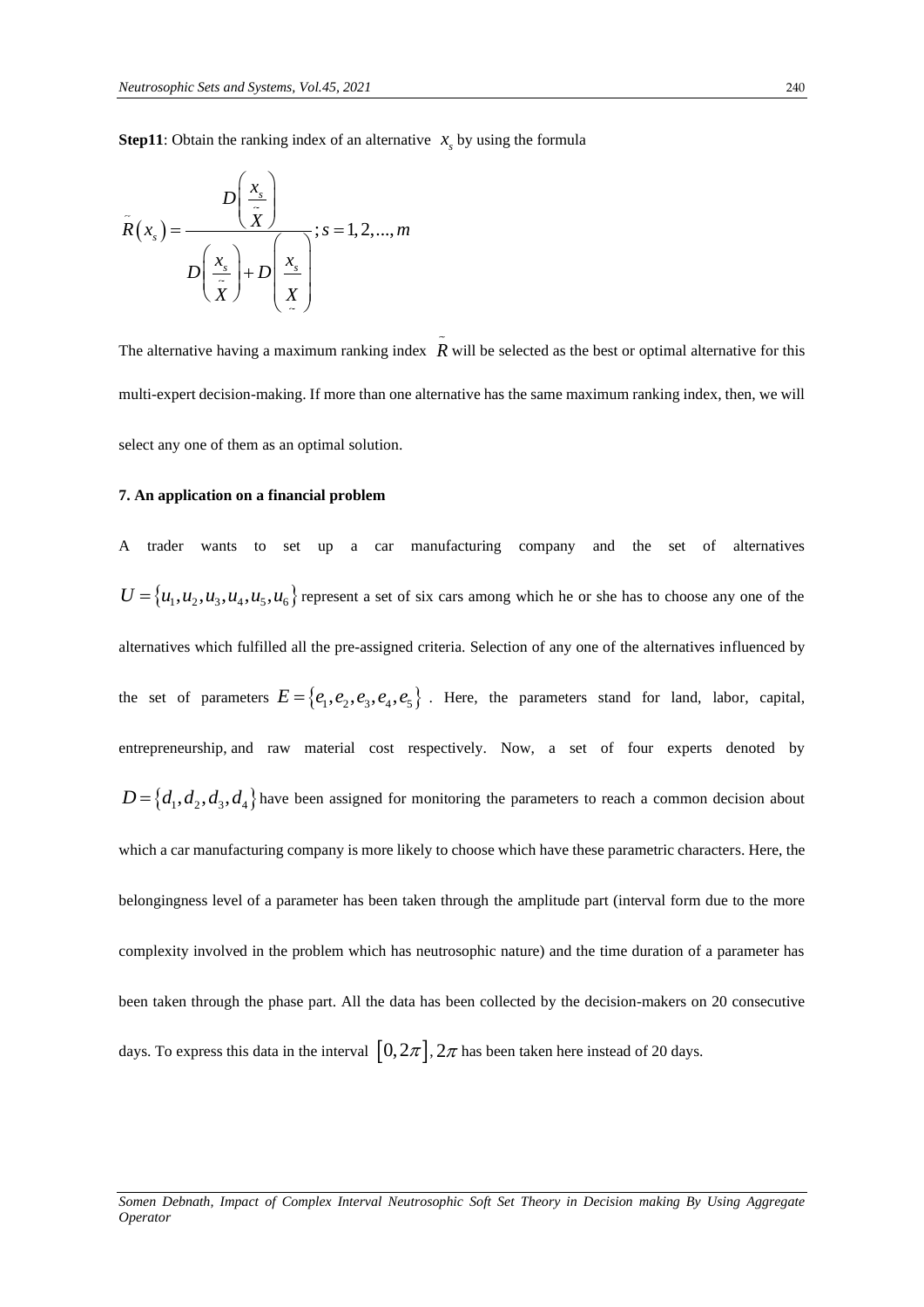**Step11**: Obtain the ranking index of an alternative $x_s$ by using the formula

$$\tilde{R}(x_s) = \frac{D\left(\frac{x_s}{\tilde{X}}\right)}{D\left(\frac{x_s}{\tilde{X}}\right) + D\left(\frac{x_s}{\underset{\sim}{X}}\right)}; s = 1, 2, ..., m$$

The alternative having a maximum ranking index $\tilde{R}$ will be selected as the best or optimal alternative for this multi-expert decision-making. If more than one alternative has the same maximum ranking index, then, we will select any one of them as an optimal solution.

**7. An application on a financial problem**

A trader wants to set up a car manufacturing company and the set of alternatives $U = \{u_1, u_2, u_3, u_4, u_5, u_6\}$ represent a set of six cars among which he or she has to choose any one of the alternatives which fulfilled all the pre-assigned criteria. Selection of any one of the alternatives influenced by the set of parameters $E = \{e_1, e_2, e_3, e_4, e_5\}$. Here, the parameters stand for land, labor, capital, entrepreneurship, and raw material cost respectively. Now, a set of four experts denoted by $D = \{d_1, d_2, d_3, d_4\}$ have been assigned for monitoring the parameters to reach a common decision about which a car manufacturing company is more likely to choose which have these parametric characters. Here, the belongingness level of a parameter has been taken through the amplitude part (interval form due to the more complexity involved in the problem which has neutrosophic nature) and the time duration of a parameter has been taken through the phase part. All the data has been collected by the decision-makers on 20 consecutive days. To express this data in the interval $[0, 2\pi]$, $2\pi$ has been taken here instead of 20 days.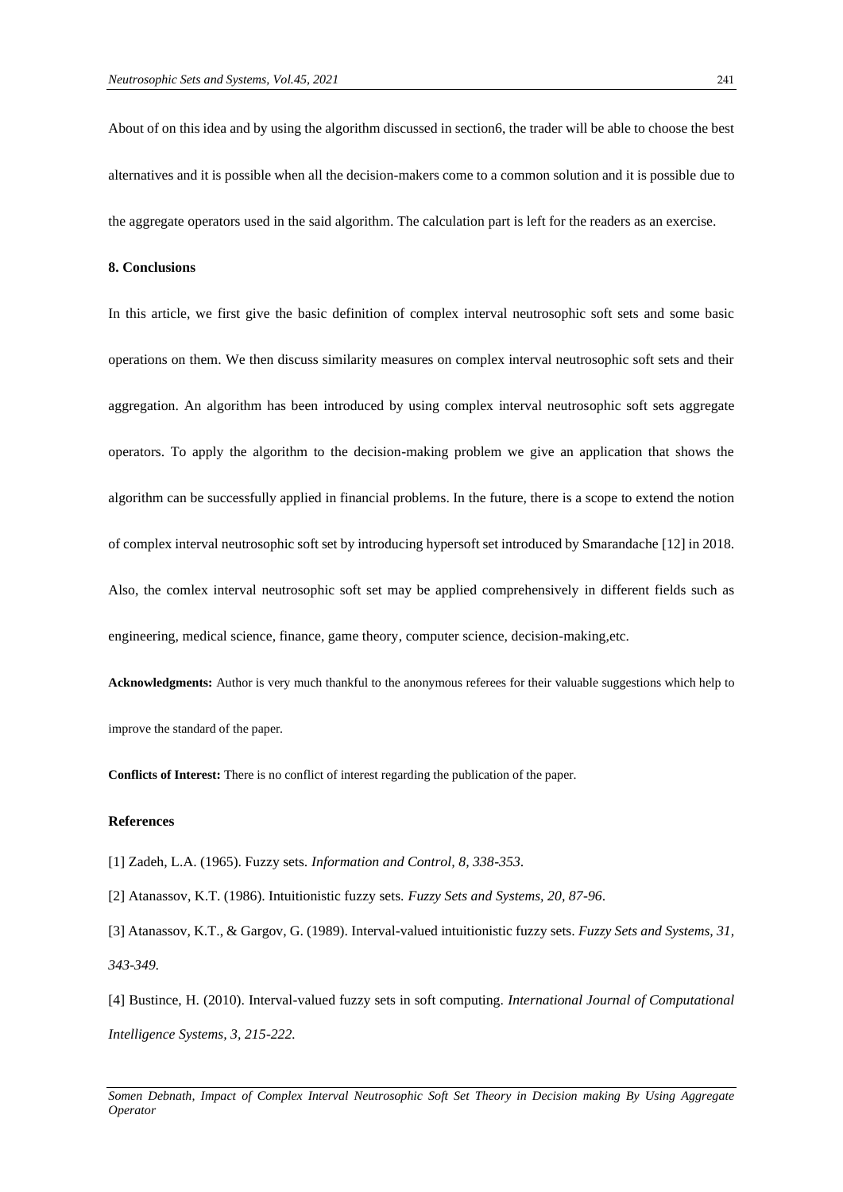About of on this idea and by using the algorithm discussed in section6, the trader will be able to choose the best alternatives and it is possible when all the decision-makers come to a common solution and it is possible due to the aggregate operators used in the said algorithm. The calculation part is left for the readers as an exercise.

## 8. Conclusions

In this article, we first give the basic definition of complex interval neutrosophic soft sets and some basic operations on them. We then discuss similarity measures on complex interval neutrosophic soft sets and their aggregation. An algorithm has been introduced by using complex interval neutrosophic soft sets aggregate operators. To apply the algorithm to the decision-making problem we give an application that shows the algorithm can be successfully applied in financial problems. In the future, there is a scope to extend the notion of complex interval neutrosophic soft set by introducing hypersoft set introduced by Smarandache [12] in 2018. Also, the comlex interval neutrosophic soft set may be applied comprehensively in different fields such as engineering, medical science, finance, game theory, computer science, decision-making,etc.

**Acknowledgments:** Author is very much thankful to the anonymous referees for their valuable suggestions which help to improve the standard of the paper.

**Conflicts of Interest:** There is no conflict of interest regarding the publication of the paper.

## References

[1] Zadeh, L.A. (1965). Fuzzy sets. *Information and Control, 8, 338-353.*

[2] Atanassov, K.T. (1986). Intuitionistic fuzzy sets. *Fuzzy Sets and Systems, 20, 87-96.*

[3] Atanassov, K.T., & Gargov, G. (1989). Interval-valued intuitionistic fuzzy sets. *Fuzzy Sets and Systems, 31, 343-349.*

[4] Bustince, H. (2010). Interval-valued fuzzy sets in soft computing. *International Journal of Computational Intelligence Systems, 3, 215-222.*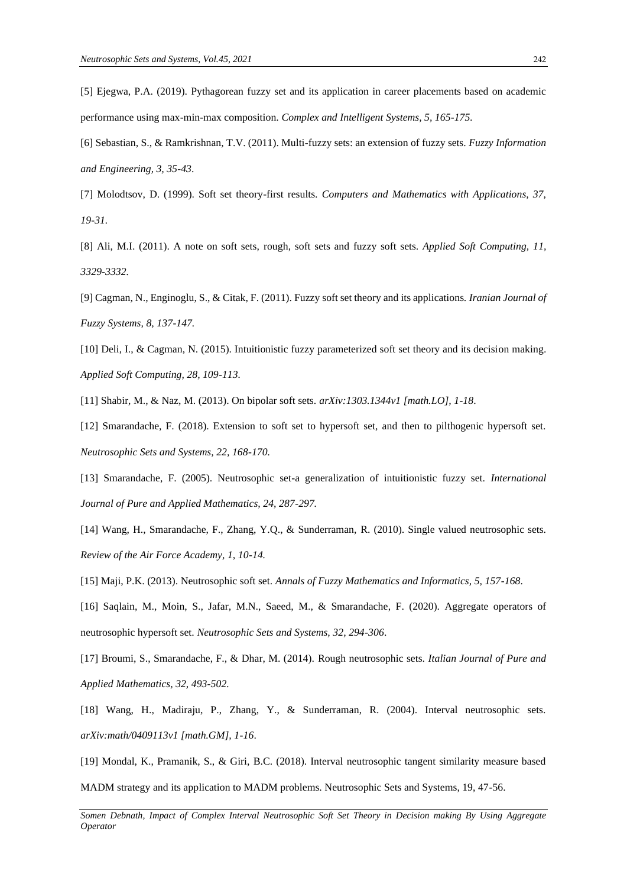[5] Ejegwa, P.A. (2019). Pythagorean fuzzy set and its application in career placements based on academic performance using max-min-max composition. *Complex and Intelligent Systems, 5, 165-175.*

[6] Sebastian, S., & Ramkrishnan, T.V. (2011). Multi-fuzzy sets: an extension of fuzzy sets. *Fuzzy Information and Engineering, 3, 35-43*.

[7] Molodtsov, D. (1999). Soft set theory-first results. *Computers and Mathematics with Applications, 37, 19-31.*

[8] Ali, M.I. (2011). A note on soft sets, rough, soft sets and fuzzy soft sets. *Applied Soft Computing, 11, 3329-3332.*

[9] Cagman, N., Enginoglu, S., & Citak, F. (2011). Fuzzy soft set theory and its applications*. Iranian Journal of Fuzzy Systems, 8, 137-147.*

[10] Deli, I., & Cagman, N. (2015). Intuitionistic fuzzy parameterized soft set theory and its decision making. *Applied Soft Computing, 28, 109-113.*

[11] Shabir, M., & Naz, M. (2013). On bipolar soft sets. *arXiv:1303.1344v1 [math.LO], 1-18*.

[12] Smarandache, F. (2018). Extension to soft set to hypersoft set, and then to pilthogenic hypersoft set. *Neutrosophic Sets and Systems, 22, 168-170.*

[13] Smarandache, F. (2005). Neutrosophic set-a generalization of intuitionistic fuzzy set. *International Journal of Pure and Applied Mathematics, 24, 287-297.*

[14] Wang, H., Smarandache, F., Zhang, Y.Q., & Sunderraman, R. (2010). Single valued neutrosophic sets. *Review of the Air Force Academy, 1, 10-14.*

[15] Maji, P.K. (2013). Neutrosophic soft set. *Annals of Fuzzy Mathematics and Informatics, 5, 157-168*.

[16] Saqlain, M., Moin, S., Jafar, M.N., Saeed, M., & Smarandache, F. (2020). Aggregate operators of neutrosophic hypersoft set. *Neutrosophic Sets and Systems, 32, 294-306*.

[17] Broumi, S., Smarandache, F., & Dhar, M. (2014). Rough neutrosophic sets. *Italian Journal of Pure and Applied Mathematics, 32, 493-502.*

[18] Wang, H., Madiraju, P., Zhang, Y., & Sunderraman, R. (2004). Interval neutrosophic sets. *arXiv:math/0409113v1 [math.GM], 1-16*.

[19] Mondal, K., Pramanik, S., & Giri, B.C. (2018). Interval neutrosophic tangent similarity measure based MADM strategy and its application to MADM problems. Neutrosophic Sets and Systems, 19, 47-56.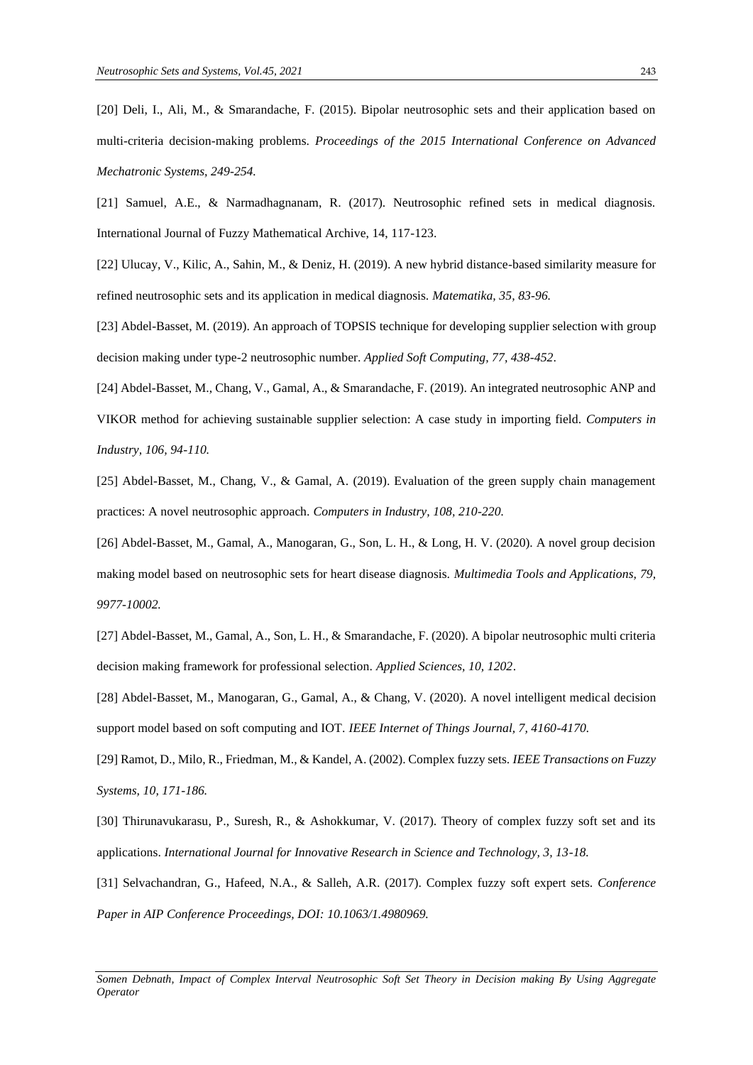[20] Deli, I., Ali, M., & Smarandache, F. (2015). Bipolar neutrosophic sets and their application based on multi-criteria decision-making problems. *Proceedings of the 2015 International Conference on Advanced Mechatronic Systems, 249-254.*

[21] Samuel, A.E., & Narmadhagnanam, R. (2017). Neutrosophic refined sets in medical diagnosis. International Journal of Fuzzy Mathematical Archive, 14, 117-123.

[22] Ulucay, V., Kilic, A., Sahin, M., & Deniz, H. (2019). A new hybrid distance-based similarity measure for refined neutrosophic sets and its application in medical diagnosis. *Matematika, 35, 83-96.*

[23] Abdel-Basset, M. (2019). An approach of TOPSIS technique for developing supplier selection with group decision making under type-2 neutrosophic number. *Applied Soft Computing, 77, 438-452*.

[24] Abdel-Basset, M., Chang, V., Gamal, A., & Smarandache, F. (2019). An integrated neutrosophic ANP and VIKOR method for achieving sustainable supplier selection: A case study in importing field. *Computers in Industry, 106, 94-110.*

[25] Abdel-Basset, M., Chang, V., & Gamal, A. (2019). Evaluation of the green supply chain management practices: A novel neutrosophic approach. *Computers in Industry, 108, 210-220.*

[26] Abdel-Basset, M., Gamal, A., Manogaran, G., Son, L. H., & Long, H. V. (2020). A novel group decision making model based on neutrosophic sets for heart disease diagnosis. *Multimedia Tools and Applications, 79, 9977-10002.*

[27] Abdel-Basset, M., Gamal, A., Son, L. H., & Smarandache, F. (2020). A bipolar neutrosophic multi criteria decision making framework for professional selection. *Applied Sciences, 10, 1202*.

[28] Abdel-Basset, M., Manogaran, G., Gamal, A., & Chang, V. (2020). A novel intelligent medical decision support model based on soft computing and IOT. *IEEE Internet of Things Journal, 7, 4160-4170.*

[29] Ramot, D., Milo, R., Friedman, M., & Kandel, A. (2002). Complex fuzzy sets. *IEEE Transactions on Fuzzy Systems, 10, 171-186.*

[30] Thirunavukarasu, P., Suresh, R., & Ashokkumar, V. (2017). Theory of complex fuzzy soft set and its applications. *International Journal for Innovative Research in Science and Technology, 3, 13-18.*

[31] Selvachandran, G., Hafeed, N.A., & Salleh, A.R. (2017). Complex fuzzy soft expert sets. *Conference Paper in AIP Conference Proceedings, DOI: 10.1063/1.4980969.*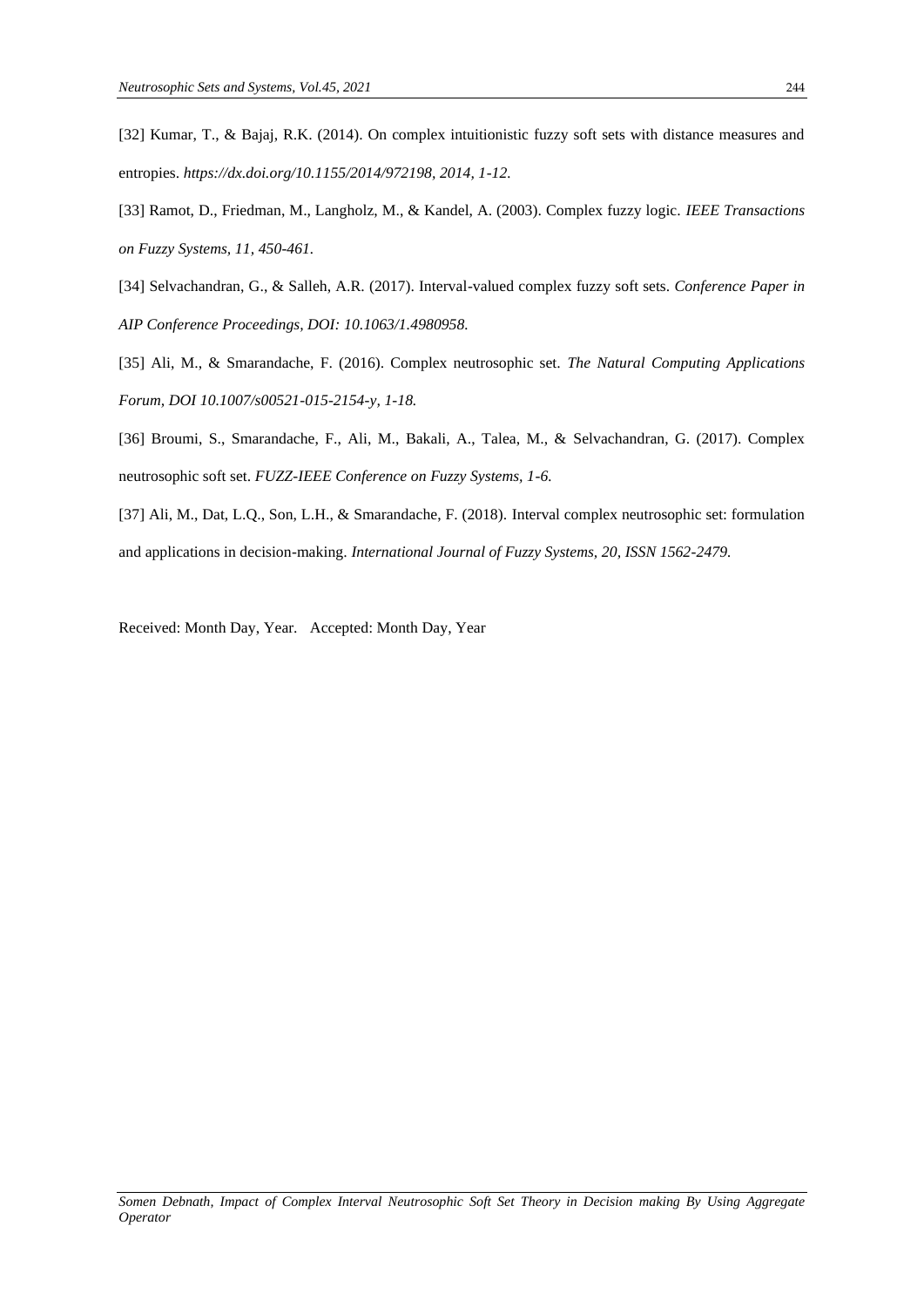[32] Kumar, T., & Bajaj, R.K. (2014). On complex intuitionistic fuzzy soft sets with distance measures and entropies. *https://dx.doi.org/10.1155/2014/972198, 2014, 1-12.*

[33] Ramot, D., Friedman, M., Langholz, M., & Kandel, A. (2003). Complex fuzzy logic. *IEEE Transactions on Fuzzy Systems, 11, 450-461.*

[34] Selvachandran, G., & Salleh, A.R. (2017). Interval-valued complex fuzzy soft sets. *Conference Paper in AIP Conference Proceedings, DOI: 10.1063/1.4980958.*

[35] Ali, M., & Smarandache, F. (2016). Complex neutrosophic set. *The Natural Computing Applications Forum, DOI 10.1007/s00521-015-2154-y, 1-18.*

[36] Broumi, S., Smarandache, F., Ali, M., Bakali, A., Talea, M., & Selvachandran, G. (2017). Complex neutrosophic soft set. *FUZZ-IEEE Conference on Fuzzy Systems, 1-6.*

[37] Ali, M., Dat, L.Q., Son, L.H., & Smarandache, F. (2018). Interval complex neutrosophic set: formulation and applications in decision-making. *International Journal of Fuzzy Systems, 20, ISSN 1562-2479.*

Received: Month Day, Year. Accepted: Month Day, Year